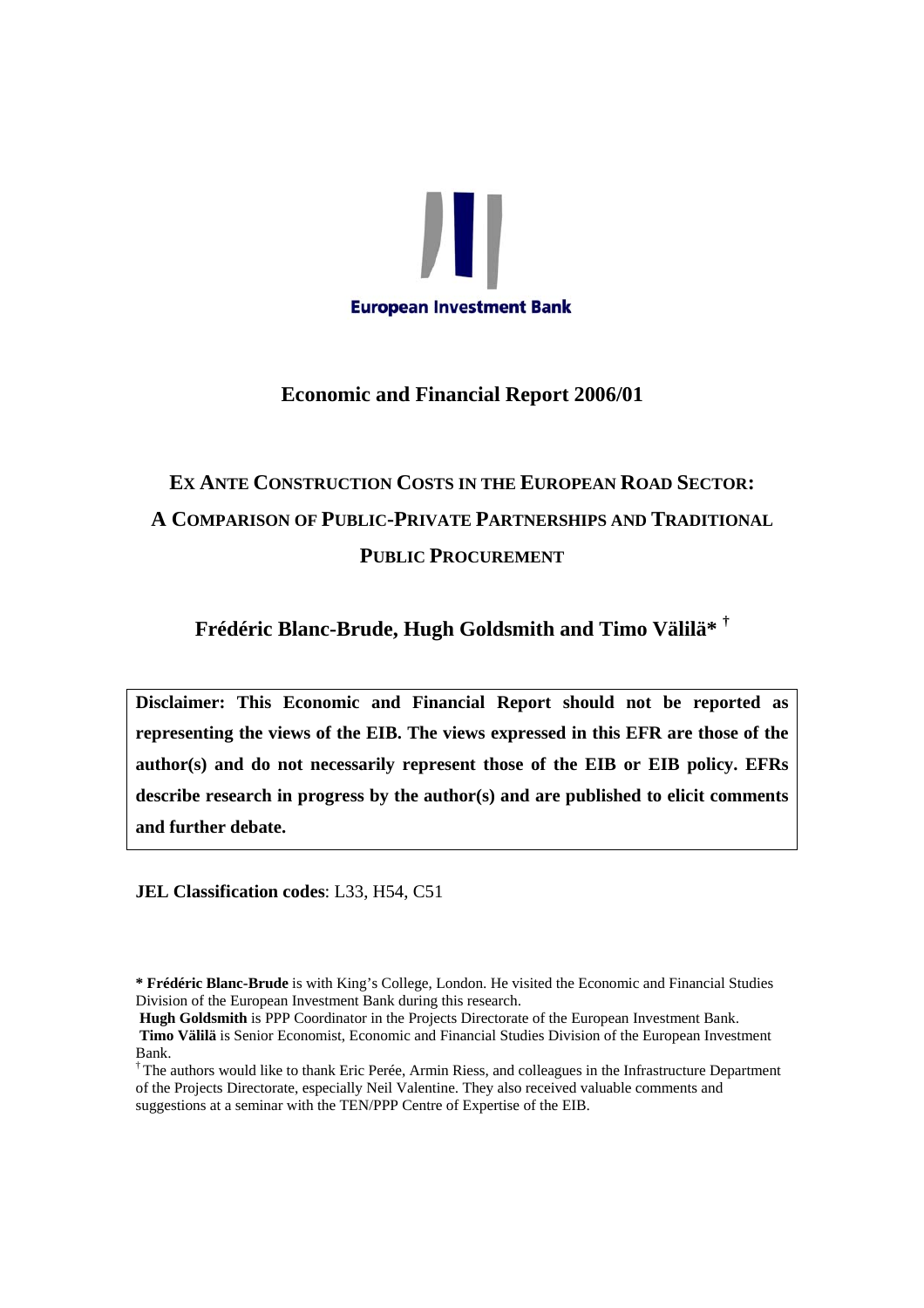European Investment Bank

**Economic and Financial Report 2006/01**

# EX ANTE CONSTRUCTION COSTS IN THE EUROPEAN ROAD SECTOR: A COMPARISON OF PUBLIC-PRIVATE PARTNERSHIPS AND TRADITIONAL PUBLIC PROCUREMENT

**Frédéric Blanc-Brude, Hugh Goldsmith and Timo Välilä* †**

> **Disclaimer: This Economic and Financial Report should not be reported as representing the views of the EIB. The views expressed in this EFR are those of the author(s) and do not necessarily represent those of the EIB or EIB policy. EFRs describe research in progress by the author(s) and are published to elicit comments and further debate.**

**JEL Classification codes**: L33, H54, C51

**\* Frédéric Blanc-Brude** is with King's College, London. He visited the Economic and Financial Studies Division of the European Investment Bank during this research.

**Hugh Goldsmith** is PPP Coordinator in the Projects Directorate of the European Investment Bank.

**Timo Välilä** is Senior Economist, Economic and Financial Studies Division of the European Investment Bank.

† The authors would like to thank Eric Perée, Armin Riess, and colleagues in the Infrastructure Department of the Projects Directorate, especially Neil Valentine. They also received valuable comments and suggestions at a seminar with the TEN/PPP Centre of Expertise of the EIB.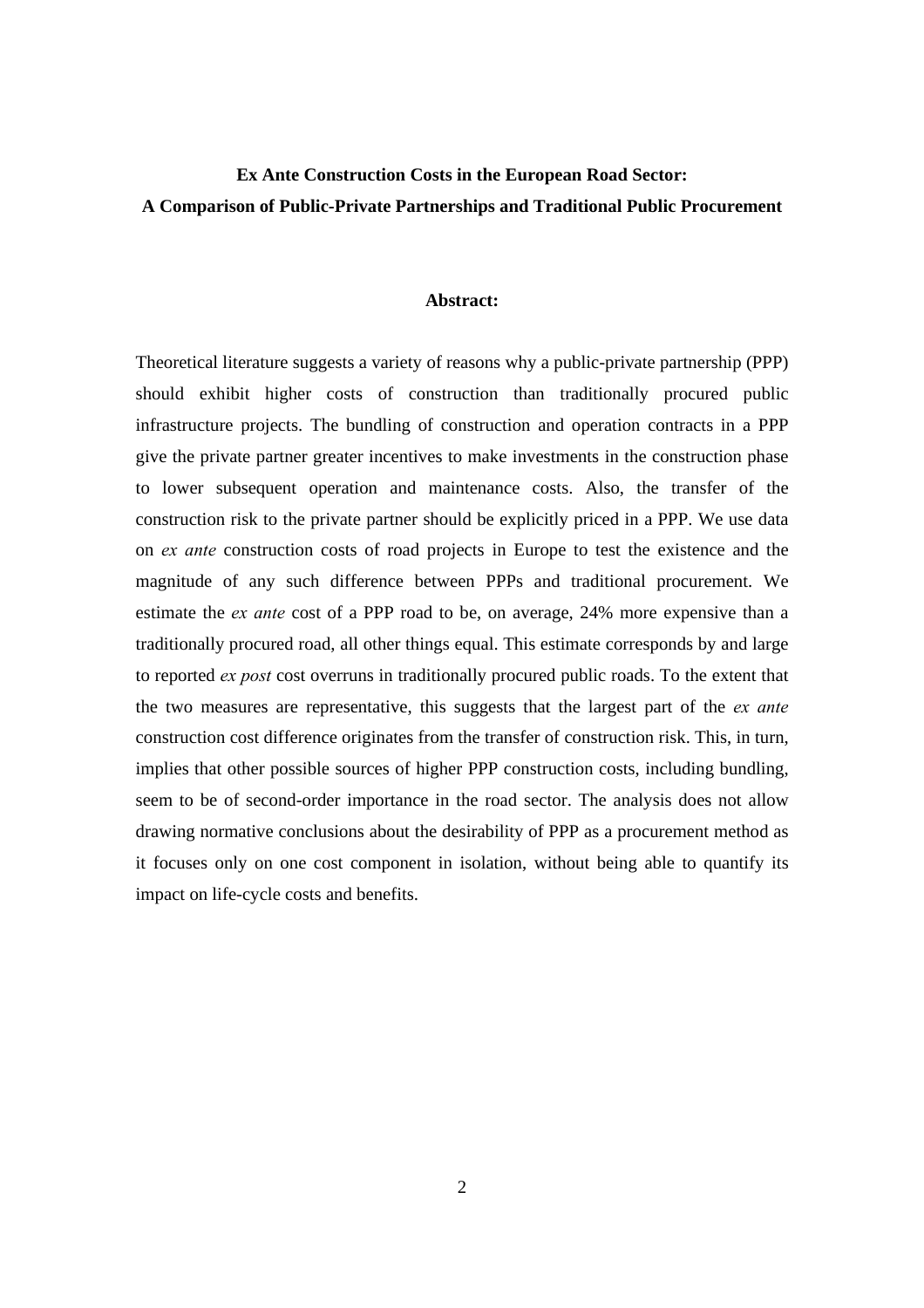**Ex Ante Construction Costs in the European Road Sector:**
**A Comparison of Public-Private Partnerships and Traditional Public Procurement**

**Abstract:**

Theoretical literature suggests a variety of reasons why a public-private partnership (PPP) should exhibit higher costs of construction than traditionally procured public infrastructure projects. The bundling of construction and operation contracts in a PPP give the private partner greater incentives to make investments in the construction phase to lower subsequent operation and maintenance costs. Also, the transfer of the construction risk to the private partner should be explicitly priced in a PPP. We use data on *ex ante* construction costs of road projects in Europe to test the existence and the magnitude of any such difference between PPPs and traditional procurement. We estimate the *ex ante* cost of a PPP road to be, on average, 24% more expensive than a traditionally procured road, all other things equal. This estimate corresponds by and large to reported *ex post* cost overruns in traditionally procured public roads. To the extent that the two measures are representative, this suggests that the largest part of the *ex ante* construction cost difference originates from the transfer of construction risk. This, in turn, implies that other possible sources of higher PPP construction costs, including bundling, seem to be of second-order importance in the road sector. The analysis does not allow drawing normative conclusions about the desirability of PPP as a procurement method as it focuses only on one cost component in isolation, without being able to quantify its impact on life-cycle costs and benefits.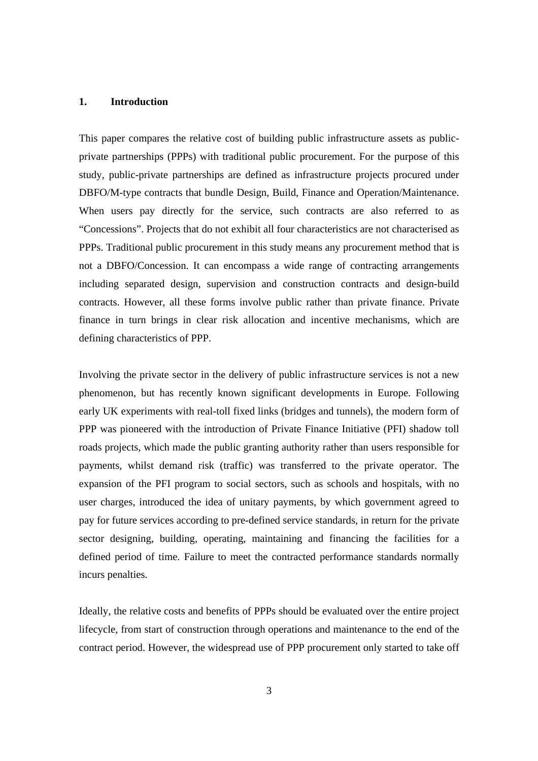## 1. Introduction

This paper compares the relative cost of building public infrastructure assets as public-private partnerships (PPPs) with traditional public procurement. For the purpose of this study, public-private partnerships are defined as infrastructure projects procured under DBFO/M-type contracts that bundle Design, Build, Finance and Operation/Maintenance. When users pay directly for the service, such contracts are also referred to as "Concessions". Projects that do not exhibit all four characteristics are not characterised as PPPs. Traditional public procurement in this study means any procurement method that is not a DBFO/Concession. It can encompass a wide range of contracting arrangements including separated design, supervision and construction contracts and design-build contracts. However, all these forms involve public rather than private finance. Private finance in turn brings in clear risk allocation and incentive mechanisms, which are defining characteristics of PPP.

Involving the private sector in the delivery of public infrastructure services is not a new phenomenon, but has recently known significant developments in Europe. Following early UK experiments with real-toll fixed links (bridges and tunnels), the modern form of PPP was pioneered with the introduction of Private Finance Initiative (PFI) shadow toll roads projects, which made the public granting authority rather than users responsible for payments, whilst demand risk (traffic) was transferred to the private operator. The expansion of the PFI program to social sectors, such as schools and hospitals, with no user charges, introduced the idea of unitary payments, by which government agreed to pay for future services according to pre-defined service standards, in return for the private sector designing, building, operating, maintaining and financing the facilities for a defined period of time. Failure to meet the contracted performance standards normally incurs penalties.

Ideally, the relative costs and benefits of PPPs should be evaluated over the entire project lifecycle, from start of construction through operations and maintenance to the end of the contract period. However, the widespread use of PPP procurement only started to take off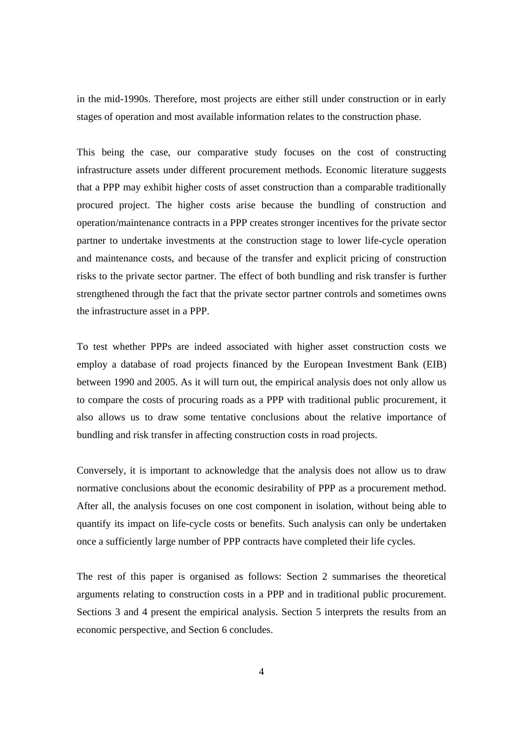in the mid-1990s. Therefore, most projects are either still under construction or in early stages of operation and most available information relates to the construction phase.

This being the case, our comparative study focuses on the cost of constructing infrastructure assets under different procurement methods. Economic literature suggests that a PPP may exhibit higher costs of asset construction than a comparable traditionally procured project. The higher costs arise because the bundling of construction and operation/maintenance contracts in a PPP creates stronger incentives for the private sector partner to undertake investments at the construction stage to lower life-cycle operation and maintenance costs, and because of the transfer and explicit pricing of construction risks to the private sector partner. The effect of both bundling and risk transfer is further strengthened through the fact that the private sector partner controls and sometimes owns the infrastructure asset in a PPP.

To test whether PPPs are indeed associated with higher asset construction costs we employ a database of road projects financed by the European Investment Bank (EIB) between 1990 and 2005. As it will turn out, the empirical analysis does not only allow us to compare the costs of procuring roads as a PPP with traditional public procurement, it also allows us to draw some tentative conclusions about the relative importance of bundling and risk transfer in affecting construction costs in road projects.

Conversely, it is important to acknowledge that the analysis does not allow us to draw normative conclusions about the economic desirability of PPP as a procurement method. After all, the analysis focuses on one cost component in isolation, without being able to quantify its impact on life-cycle costs or benefits. Such analysis can only be undertaken once a sufficiently large number of PPP contracts have completed their life cycles.

The rest of this paper is organised as follows: Section 2 summarises the theoretical arguments relating to construction costs in a PPP and in traditional public procurement. Sections 3 and 4 present the empirical analysis. Section 5 interprets the results from an economic perspective, and Section 6 concludes.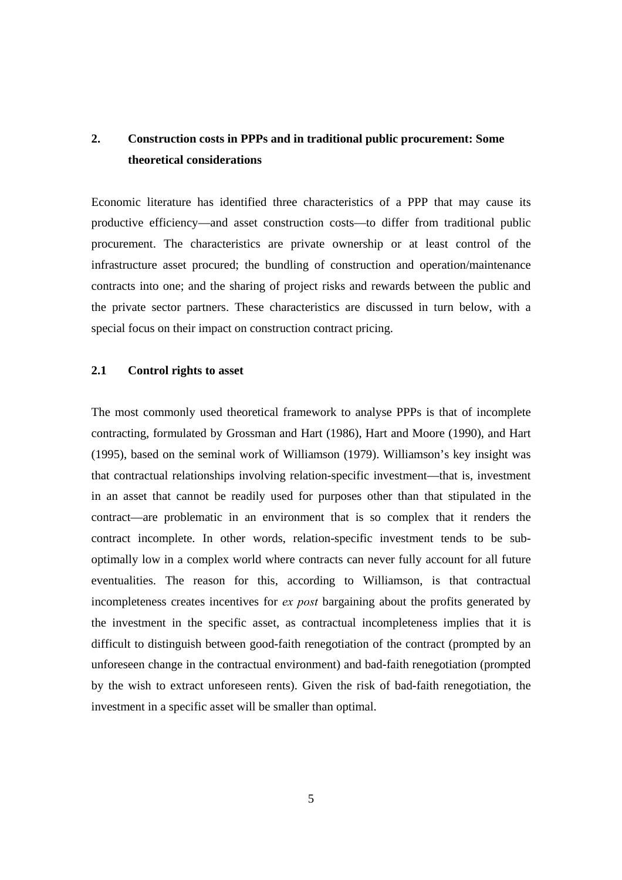## 2. Construction costs in PPPs and in traditional public procurement: Some theoretical considerations

Economic literature has identified three characteristics of a PPP that may cause its productive efficiency—and asset construction costs—to differ from traditional public procurement. The characteristics are private ownership or at least control of the infrastructure asset procured; the bundling of construction and operation/maintenance contracts into one; and the sharing of project risks and rewards between the public and the private sector partners. These characteristics are discussed in turn below, with a special focus on their impact on construction contract pricing.

### 2.1 Control rights to asset

The most commonly used theoretical framework to analyse PPPs is that of incomplete contracting, formulated by Grossman and Hart (1986), Hart and Moore (1990), and Hart (1995), based on the seminal work of Williamson (1979). Williamson's key insight was that contractual relationships involving relation-specific investment—that is, investment in an asset that cannot be readily used for purposes other than that stipulated in the contract—are problematic in an environment that is so complex that it renders the contract incomplete. In other words, relation-specific investment tends to be sub-optimally low in a complex world where contracts can never fully account for all future eventualities. The reason for this, according to Williamson, is that contractual incompleteness creates incentives for *ex post* bargaining about the profits generated by the investment in the specific asset, as contractual incompleteness implies that it is difficult to distinguish between good-faith renegotiation of the contract (prompted by an unforeseen change in the contractual environment) and bad-faith renegotiation (prompted by the wish to extract unforeseen rents). Given the risk of bad-faith renegotiation, the investment in a specific asset will be smaller than optimal.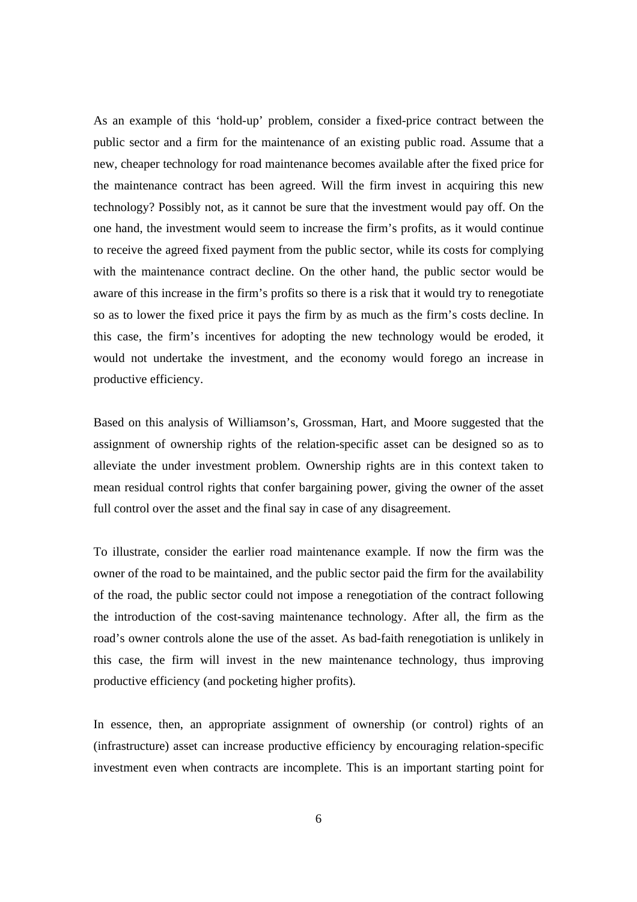As an example of this 'hold-up' problem, consider a fixed-price contract between the public sector and a firm for the maintenance of an existing public road. Assume that a new, cheaper technology for road maintenance becomes available after the fixed price for the maintenance contract has been agreed. Will the firm invest in acquiring this new technology? Possibly not, as it cannot be sure that the investment would pay off. On the one hand, the investment would seem to increase the firm's profits, as it would continue to receive the agreed fixed payment from the public sector, while its costs for complying with the maintenance contract decline. On the other hand, the public sector would be aware of this increase in the firm's profits so there is a risk that it would try to renegotiate so as to lower the fixed price it pays the firm by as much as the firm's costs decline. In this case, the firm's incentives for adopting the new technology would be eroded, it would not undertake the investment, and the economy would forego an increase in productive efficiency.

Based on this analysis of Williamson's, Grossman, Hart, and Moore suggested that the assignment of ownership rights of the relation-specific asset can be designed so as to alleviate the under investment problem. Ownership rights are in this context taken to mean residual control rights that confer bargaining power, giving the owner of the asset full control over the asset and the final say in case of any disagreement.

To illustrate, consider the earlier road maintenance example. If now the firm was the owner of the road to be maintained, and the public sector paid the firm for the availability of the road, the public sector could not impose a renegotiation of the contract following the introduction of the cost-saving maintenance technology. After all, the firm as the road's owner controls alone the use of the asset. As bad-faith renegotiation is unlikely in this case, the firm will invest in the new maintenance technology, thus improving productive efficiency (and pocketing higher profits).

In essence, then, an appropriate assignment of ownership (or control) rights of an (infrastructure) asset can increase productive efficiency by encouraging relation-specific investment even when contracts are incomplete. This is an important starting point for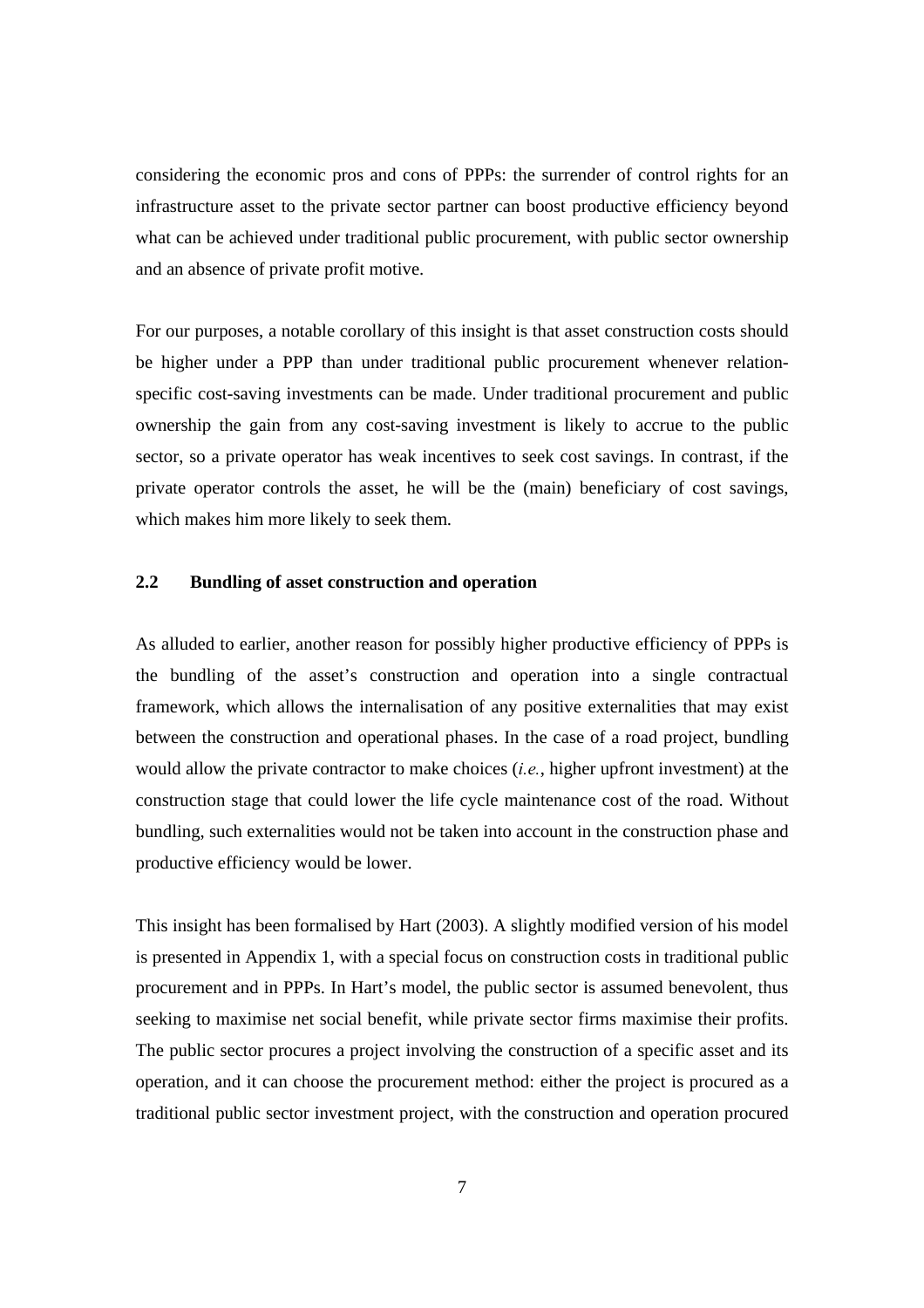considering the economic pros and cons of PPPs: the surrender of control rights for an infrastructure asset to the private sector partner can boost productive efficiency beyond what can be achieved under traditional public procurement, with public sector ownership and an absence of private profit motive.

For our purposes, a notable corollary of this insight is that asset construction costs should be higher under a PPP than under traditional public procurement whenever relation-specific cost-saving investments can be made. Under traditional procurement and public ownership the gain from any cost-saving investment is likely to accrue to the public sector, so a private operator has weak incentives to seek cost savings. In contrast, if the private operator controls the asset, he will be the (main) beneficiary of cost savings, which makes him more likely to seek them.

## 2.2 Bundling of asset construction and operation

As alluded to earlier, another reason for possibly higher productive efficiency of PPPs is the bundling of the asset's construction and operation into a single contractual framework, which allows the internalisation of any positive externalities that may exist between the construction and operational phases. In the case of a road project, bundling would allow the private contractor to make choices (*i.e.*, higher upfront investment) at the construction stage that could lower the life cycle maintenance cost of the road. Without bundling, such externalities would not be taken into account in the construction phase and productive efficiency would be lower.

This insight has been formalised by Hart (2003). A slightly modified version of his model is presented in Appendix 1, with a special focus on construction costs in traditional public procurement and in PPPs. In Hart's model, the public sector is assumed benevolent, thus seeking to maximise net social benefit, while private sector firms maximise their profits. The public sector procures a project involving the construction of a specific asset and its operation, and it can choose the procurement method: either the project is procured as a traditional public sector investment project, with the construction and operation procured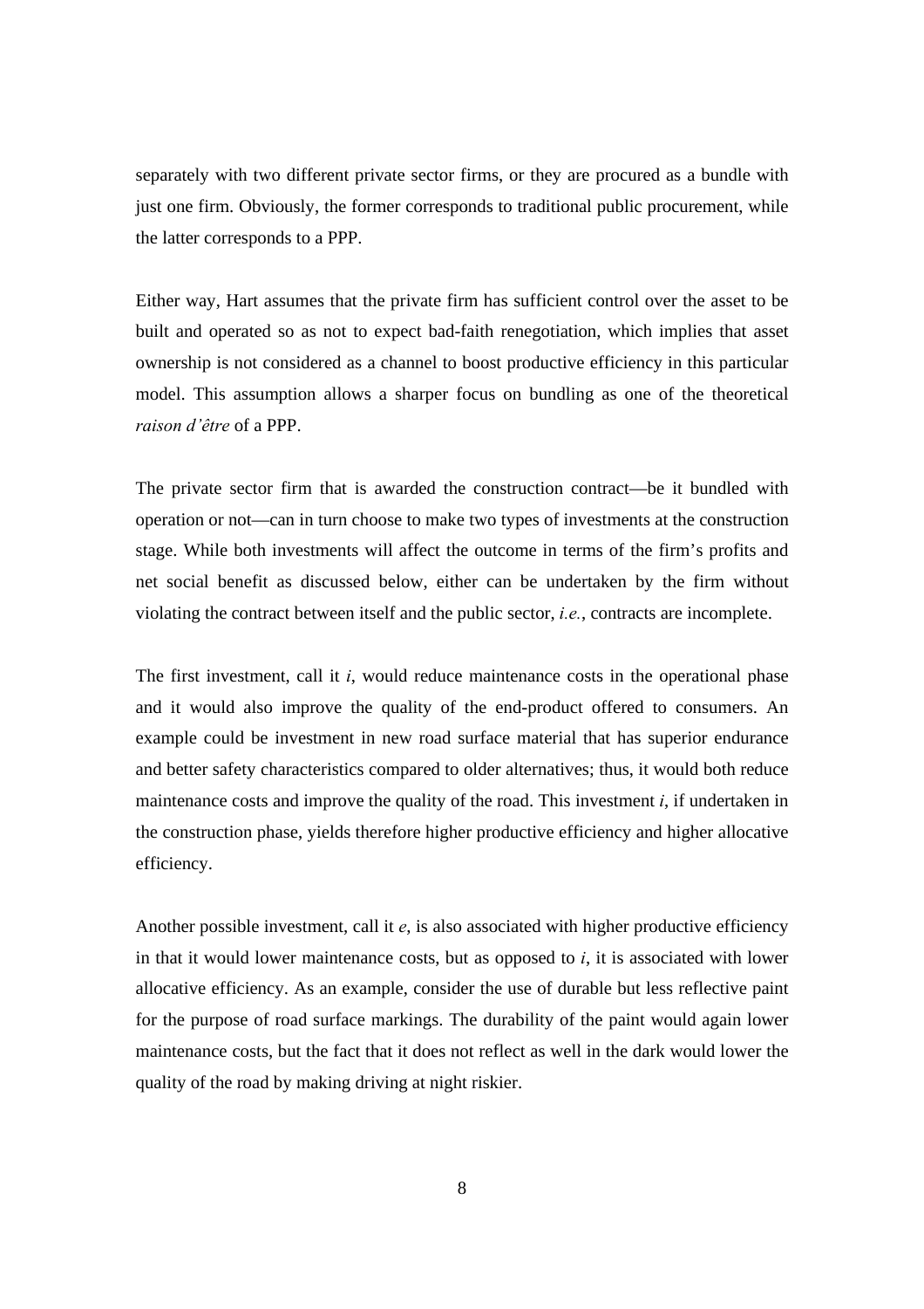separately with two different private sector firms, or they are procured as a bundle with just one firm. Obviously, the former corresponds to traditional public procurement, while the latter corresponds to a PPP.

Either way, Hart assumes that the private firm has sufficient control over the asset to be built and operated so as not to expect bad-faith renegotiation, which implies that asset ownership is not considered as a channel to boost productive efficiency in this particular model. This assumption allows a sharper focus on bundling as one of the theoretical *raison d'être* of a PPP.

The private sector firm that is awarded the construction contract—be it bundled with operation or not—can in turn choose to make two types of investments at the construction stage. While both investments will affect the outcome in terms of the firm's profits and net social benefit as discussed below, either can be undertaken by the firm without violating the contract between itself and the public sector, *i.e.*, contracts are incomplete.

The first investment, call it $i$, would reduce maintenance costs in the operational phase and it would also improve the quality of the end-product offered to consumers. An example could be investment in new road surface material that has superior endurance and better safety characteristics compared to older alternatives; thus, it would both reduce maintenance costs and improve the quality of the road. This investment $i$, if undertaken in the construction phase, yields therefore higher productive efficiency and higher allocative efficiency.

Another possible investment, call it $e$, is also associated with higher productive efficiency in that it would lower maintenance costs, but as opposed to $i$, it is associated with lower allocative efficiency. As an example, consider the use of durable but less reflective paint for the purpose of road surface markings. The durability of the paint would again lower maintenance costs, but the fact that it does not reflect as well in the dark would lower the quality of the road by making driving at night riskier.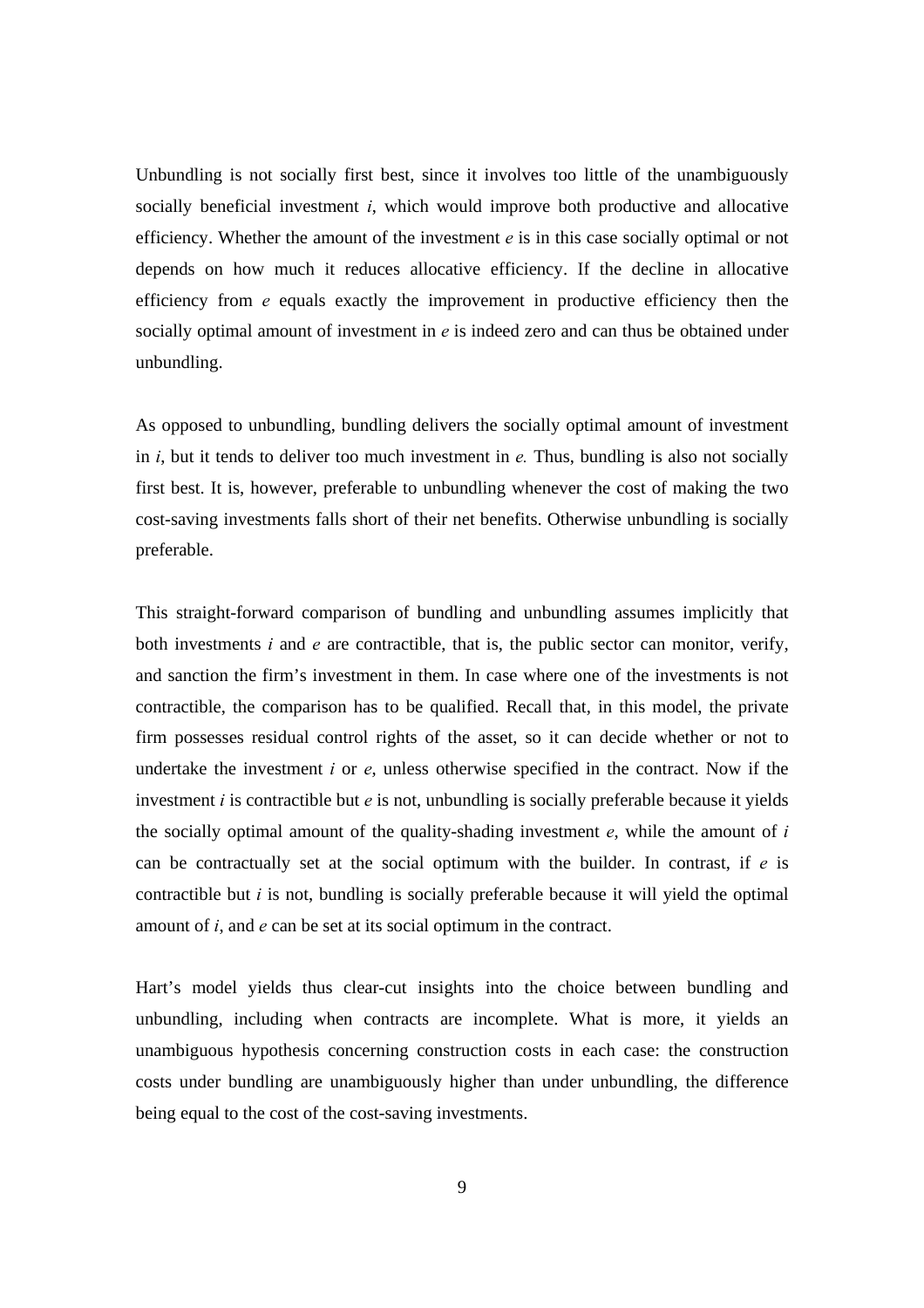Unbundling is not socially first best, since it involves too little of the unambiguously socially beneficial investment $i$, which would improve both productive and allocative efficiency. Whether the amount of the investment $e$ is in this case socially optimal or not depends on how much it reduces allocative efficiency. If the decline in allocative efficiency from $e$ equals exactly the improvement in productive efficiency then the socially optimal amount of investment in $e$ is indeed zero and can thus be obtained under unbundling.

As opposed to unbundling, bundling delivers the socially optimal amount of investment in $i$, but it tends to deliver too much investment in $e$. Thus, bundling is also not socially first best. It is, however, preferable to unbundling whenever the cost of making the two cost-saving investments falls short of their net benefits. Otherwise unbundling is socially preferable.

This straight-forward comparison of bundling and unbundling assumes implicitly that both investments $i$ and $e$ are contractible, that is, the public sector can monitor, verify, and sanction the firm's investment in them. In case where one of the investments is not contractible, the comparison has to be qualified. Recall that, in this model, the private firm possesses residual control rights of the asset, so it can decide whether or not to undertake the investment $i$ or $e$, unless otherwise specified in the contract. Now if the investment $i$ is contractible but $e$ is not, unbundling is socially preferable because it yields the socially optimal amount of the quality-shading investment $e$, while the amount of $i$ can be contractually set at the social optimum with the builder. In contrast, if $e$ is contractible but $i$ is not, bundling is socially preferable because it will yield the optimal amount of $i$, and $e$ can be set at its social optimum in the contract.

Hart's model yields thus clear-cut insights into the choice between bundling and unbundling, including when contracts are incomplete. What is more, it yields an unambiguous hypothesis concerning construction costs in each case: the construction costs under bundling are unambiguously higher than under unbundling, the difference being equal to the cost of the cost-saving investments.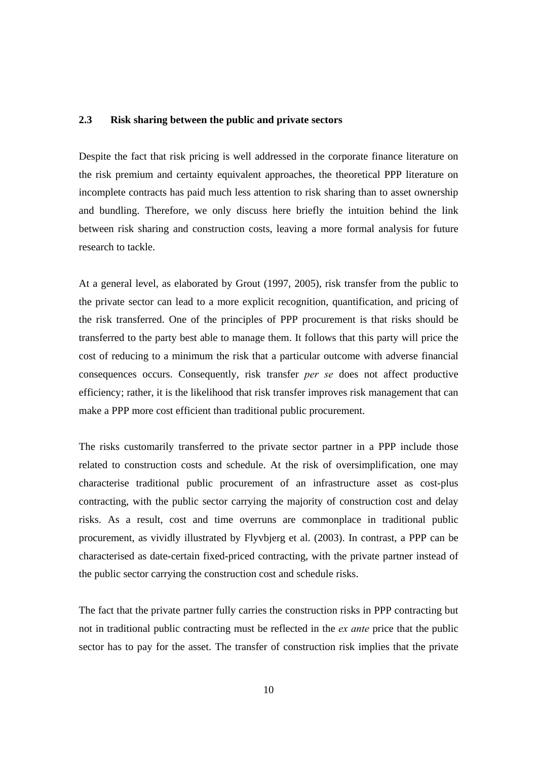### 2.3 Risk sharing between the public and private sectors

Despite the fact that risk pricing is well addressed in the corporate finance literature on the risk premium and certainty equivalent approaches, the theoretical PPP literature on incomplete contracts has paid much less attention to risk sharing than to asset ownership and bundling. Therefore, we only discuss here briefly the intuition behind the link between risk sharing and construction costs, leaving a more formal analysis for future research to tackle.

At a general level, as elaborated by Grout (1997, 2005), risk transfer from the public to the private sector can lead to a more explicit recognition, quantification, and pricing of the risk transferred. One of the principles of PPP procurement is that risks should be transferred to the party best able to manage them. It follows that this party will price the cost of reducing to a minimum the risk that a particular outcome with adverse financial consequences occurs. Consequently, risk transfer *per se* does not affect productive efficiency; rather, it is the likelihood that risk transfer improves risk management that can make a PPP more cost efficient than traditional public procurement.

The risks customarily transferred to the private sector partner in a PPP include those related to construction costs and schedule. At the risk of oversimplification, one may characterise traditional public procurement of an infrastructure asset as cost-plus contracting, with the public sector carrying the majority of construction cost and delay risks. As a result, cost and time overruns are commonplace in traditional public procurement, as vividly illustrated by Flyvbjerg et al. (2003). In contrast, a PPP can be characterised as date-certain fixed-priced contracting, with the private partner instead of the public sector carrying the construction cost and schedule risks.

The fact that the private partner fully carries the construction risks in PPP contracting but not in traditional public contracting must be reflected in the *ex ante* price that the public sector has to pay for the asset. The transfer of construction risk implies that the private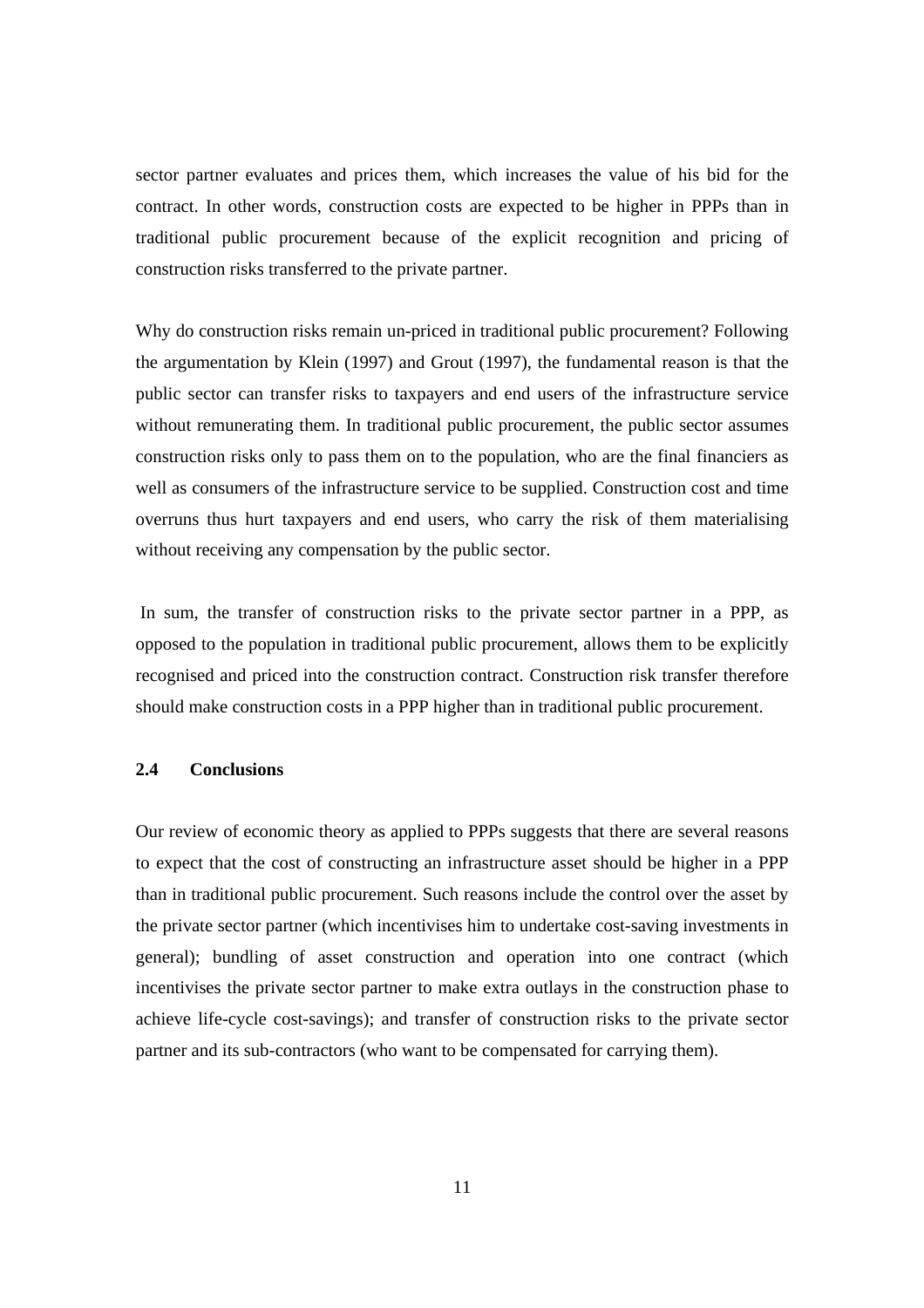sector partner evaluates and prices them, which increases the value of his bid for the contract. In other words, construction costs are expected to be higher in PPPs than in traditional public procurement because of the explicit recognition and pricing of construction risks transferred to the private partner.

Why do construction risks remain un-priced in traditional public procurement? Following the argumentation by Klein (1997) and Grout (1997), the fundamental reason is that the public sector can transfer risks to taxpayers and end users of the infrastructure service without remunerating them. In traditional public procurement, the public sector assumes construction risks only to pass them on to the population, who are the final financiers as well as consumers of the infrastructure service to be supplied. Construction cost and time overruns thus hurt taxpayers and end users, who carry the risk of them materialising without receiving any compensation by the public sector.

In sum, the transfer of construction risks to the private sector partner in a PPP, as opposed to the population in traditional public procurement, allows them to be explicitly recognised and priced into the construction contract. Construction risk transfer therefore should make construction costs in a PPP higher than in traditional public procurement.

### 2.4 Conclusions

Our review of economic theory as applied to PPPs suggests that there are several reasons to expect that the cost of constructing an infrastructure asset should be higher in a PPP than in traditional public procurement. Such reasons include the control over the asset by the private sector partner (which incentivises him to undertake cost-saving investments in general); bundling of asset construction and operation into one contract (which incentivises the private sector partner to make extra outlays in the construction phase to achieve life-cycle cost-savings); and transfer of construction risks to the private sector partner and its sub-contractors (who want to be compensated for carrying them).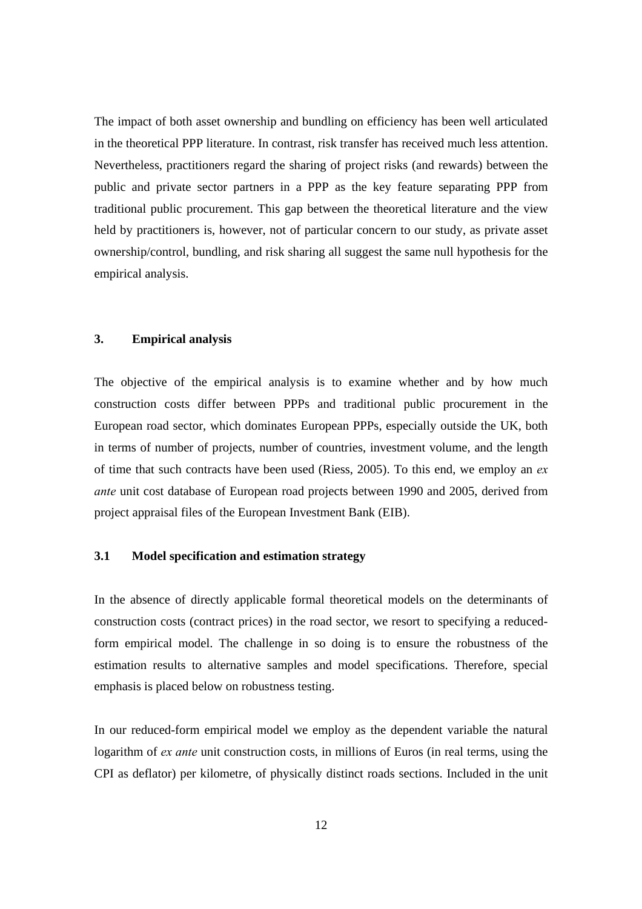The impact of both asset ownership and bundling on efficiency has been well articulated in the theoretical PPP literature. In contrast, risk transfer has received much less attention. Nevertheless, practitioners regard the sharing of project risks (and rewards) between the public and private sector partners in a PPP as the key feature separating PPP from traditional public procurement. This gap between the theoretical literature and the view held by practitioners is, however, not of particular concern to our study, as private asset ownership/control, bundling, and risk sharing all suggest the same null hypothesis for the empirical analysis.

## 3. Empirical analysis

The objective of the empirical analysis is to examine whether and by how much construction costs differ between PPPs and traditional public procurement in the European road sector, which dominates European PPPs, especially outside the UK, both in terms of number of projects, number of countries, investment volume, and the length of time that such contracts have been used (Riess, 2005). To this end, we employ an *ex ante* unit cost database of European road projects between 1990 and 2005, derived from project appraisal files of the European Investment Bank (EIB).

### 3.1 Model specification and estimation strategy

In the absence of directly applicable formal theoretical models on the determinants of construction costs (contract prices) in the road sector, we resort to specifying a reduced-form empirical model. The challenge in so doing is to ensure the robustness of the estimation results to alternative samples and model specifications. Therefore, special emphasis is placed below on robustness testing.

In our reduced-form empirical model we employ as the dependent variable the natural logarithm of *ex ante* unit construction costs, in millions of Euros (in real terms, using the CPI as deflator) per kilometre, of physically distinct roads sections. Included in the unit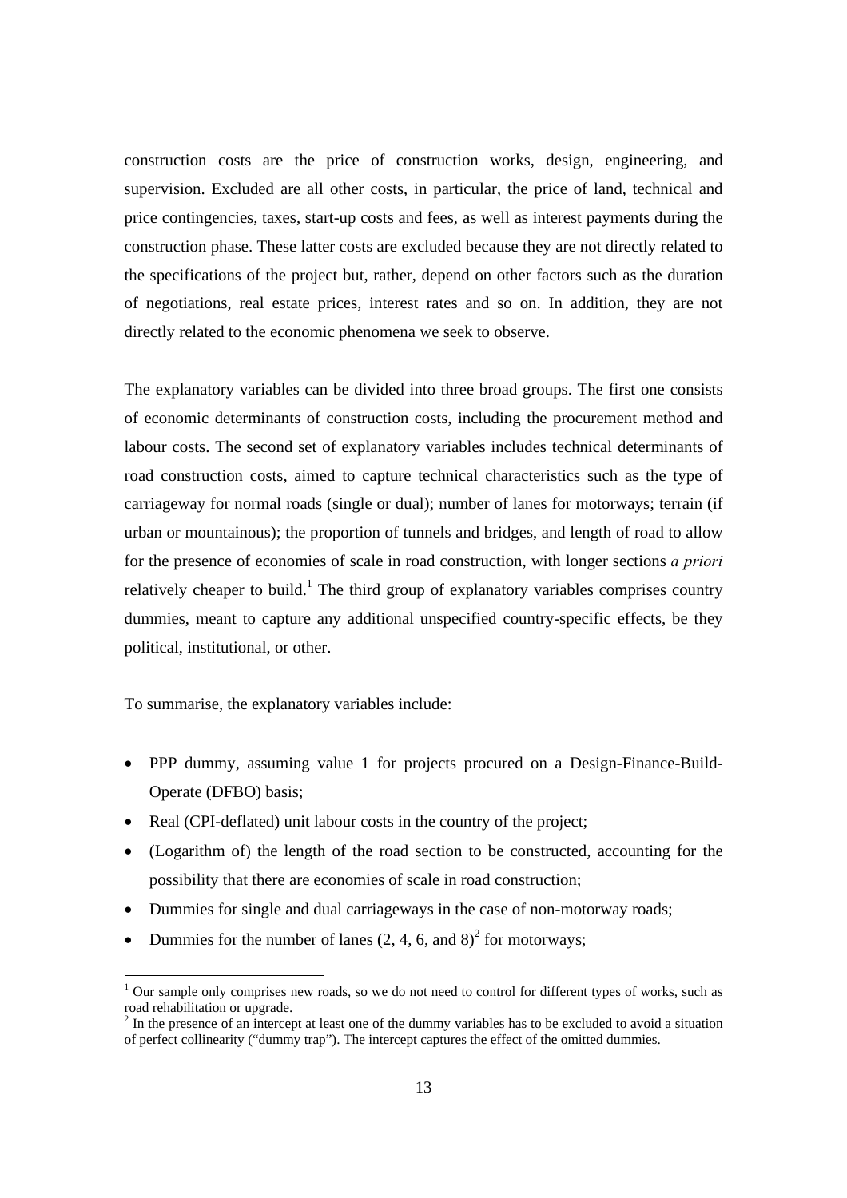construction costs are the price of construction works, design, engineering, and supervision. Excluded are all other costs, in particular, the price of land, technical and price contingencies, taxes, start-up costs and fees, as well as interest payments during the construction phase. These latter costs are excluded because they are not directly related to the specifications of the project but, rather, depend on other factors such as the duration of negotiations, real estate prices, interest rates and so on. In addition, they are not directly related to the economic phenomena we seek to observe.

The explanatory variables can be divided into three broad groups. The first one consists of economic determinants of construction costs, including the procurement method and labour costs. The second set of explanatory variables includes technical determinants of road construction costs, aimed to capture technical characteristics such as the type of carriageway for normal roads (single or dual); number of lanes for motorways; terrain (if urban or mountainous); the proportion of tunnels and bridges, and length of road to allow for the presence of economies of scale in road construction, with longer sections *a priori* relatively cheaper to build.[1] The third group of explanatory variables comprises country dummies, meant to capture any additional unspecified country-specific effects, be they political, institutional, or other.

To summarise, the explanatory variables include:

- PPP dummy, assuming value 1 for projects procured on a Design-Finance-Build-Operate (DFBO) basis;
- Real (CPI-deflated) unit labour costs in the country of the project;
- (Logarithm of) the length of the road section to be constructed, accounting for the possibility that there are economies of scale in road construction;
- Dummies for single and dual carriageways in the case of non-motorway roads;
- Dummies for the number of lanes (2, 4, 6, and 8)[2] for motorways;

[1] Our sample only comprises new roads, so we do not need to control for different types of works, such as road rehabilitation or upgrade.

[2] In the presence of an intercept at least one of the dummy variables has to be excluded to avoid a situation of perfect collinearity ("dummy trap"). The intercept captures the effect of the omitted dummies.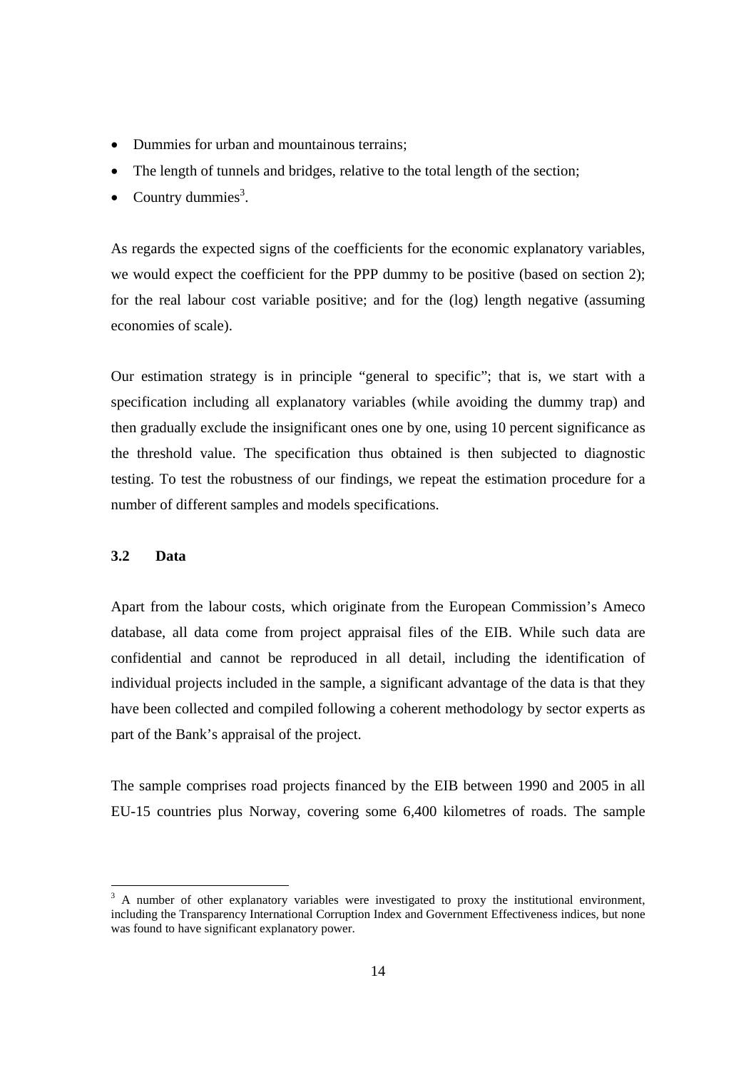- Dummies for urban and mountainous terrains;
- The length of tunnels and bridges, relative to the total length of the section;
- Country dummies[3].

As regards the expected signs of the coefficients for the economic explanatory variables, we would expect the coefficient for the PPP dummy to be positive (based on section 2); for the real labour cost variable positive; and for the (log) length negative (assuming economies of scale).

Our estimation strategy is in principle "general to specific"; that is, we start with a specification including all explanatory variables (while avoiding the dummy trap) and then gradually exclude the insignificant ones one by one, using 10 percent significance as the threshold value. The specification thus obtained is then subjected to diagnostic testing. To test the robustness of our findings, we repeat the estimation procedure for a number of different samples and models specifications.

### 3.2 Data

Apart from the labour costs, which originate from the European Commission's Ameco database, all data come from project appraisal files of the EIB. While such data are confidential and cannot be reproduced in all detail, including the identification of individual projects included in the sample, a significant advantage of the data is that they have been collected and compiled following a coherent methodology by sector experts as part of the Bank's appraisal of the project.

The sample comprises road projects financed by the EIB between 1990 and 2005 in all EU-15 countries plus Norway, covering some 6,400 kilometres of roads. The sample

[3] A number of other explanatory variables were investigated to proxy the institutional environment, including the Transparency International Corruption Index and Government Effectiveness indices, but none was found to have significant explanatory power.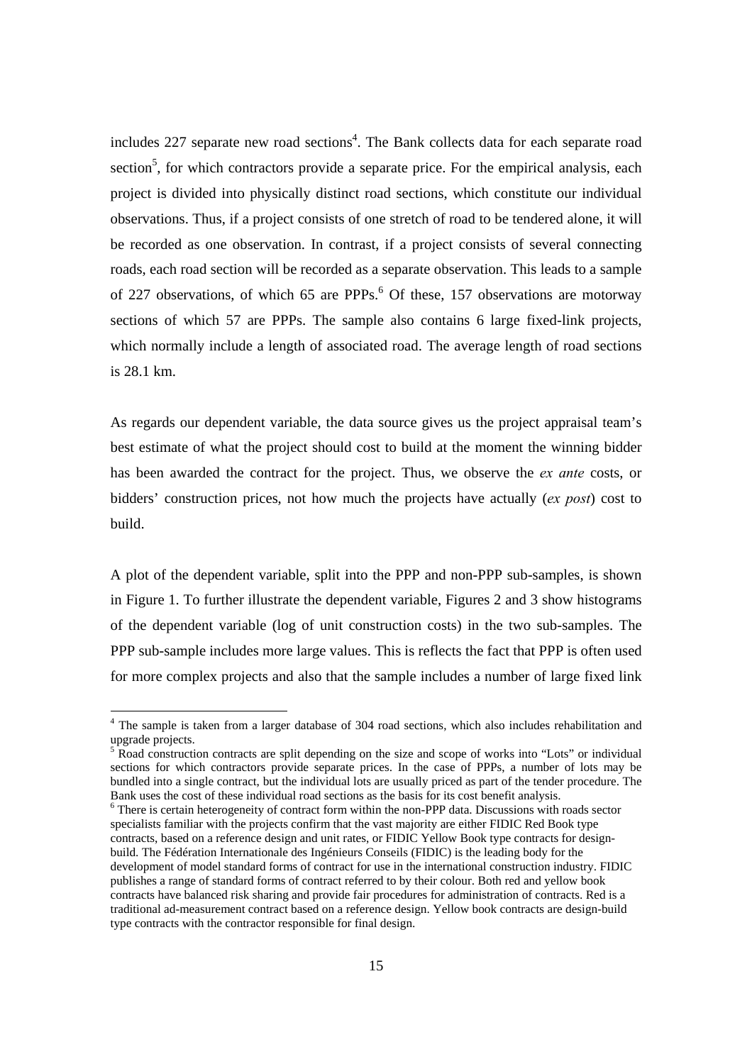includes 227 separate new road sections[4]. The Bank collects data for each separate road section[5], for which contractors provide a separate price. For the empirical analysis, each project is divided into physically distinct road sections, which constitute our individual observations. Thus, if a project consists of one stretch of road to be tendered alone, it will be recorded as one observation. In contrast, if a project consists of several connecting roads, each road section will be recorded as a separate observation. This leads to a sample of 227 observations, of which 65 are PPPs.[6] Of these, 157 observations are motorway sections of which 57 are PPPs. The sample also contains 6 large fixed-link projects, which normally include a length of associated road. The average length of road sections is 28.1 km.

As regards our dependent variable, the data source gives us the project appraisal team's best estimate of what the project should cost to build at the moment the winning bidder has been awarded the contract for the project. Thus, we observe the *ex ante* costs, or bidders' construction prices, not how much the projects have actually (*ex post*) cost to build.

A plot of the dependent variable, split into the PPP and non-PPP sub-samples, is shown in Figure 1. To further illustrate the dependent variable, Figures 2 and 3 show histograms of the dependent variable (log of unit construction costs) in the two sub-samples. The PPP sub-sample includes more large values. This is reflects the fact that PPP is often used for more complex projects and also that the sample includes a number of large fixed link

---

[4] The sample is taken from a larger database of 304 road sections, which also includes rehabilitation and upgrade projects.

[5] Road construction contracts are split depending on the size and scope of works into "Lots" or individual sections for which contractors provide separate prices. In the case of PPPs, a number of lots may be bundled into a single contract, but the individual lots are usually priced as part of the tender procedure. The Bank uses the cost of these individual road sections as the basis for its cost benefit analysis.

[6] There is certain heterogeneity of contract form within the non-PPP data. Discussions with roads sector specialists familiar with the projects confirm that the vast majority are either FIDIC Red Book type contracts, based on a reference design and unit rates, or FIDIC Yellow Book type contracts for design-build. The Fédération Internationale des Ingénieurs Conseils (FIDIC) is the leading body for the development of model standard forms of contract for use in the international construction industry. FIDIC publishes a range of standard forms of contract referred to by their colour. Both red and yellow book contracts have balanced risk sharing and provide fair procedures for administration of contracts. Red is a traditional ad-measurement contract based on a reference design. Yellow book contracts are design-build type contracts with the contractor responsible for final design.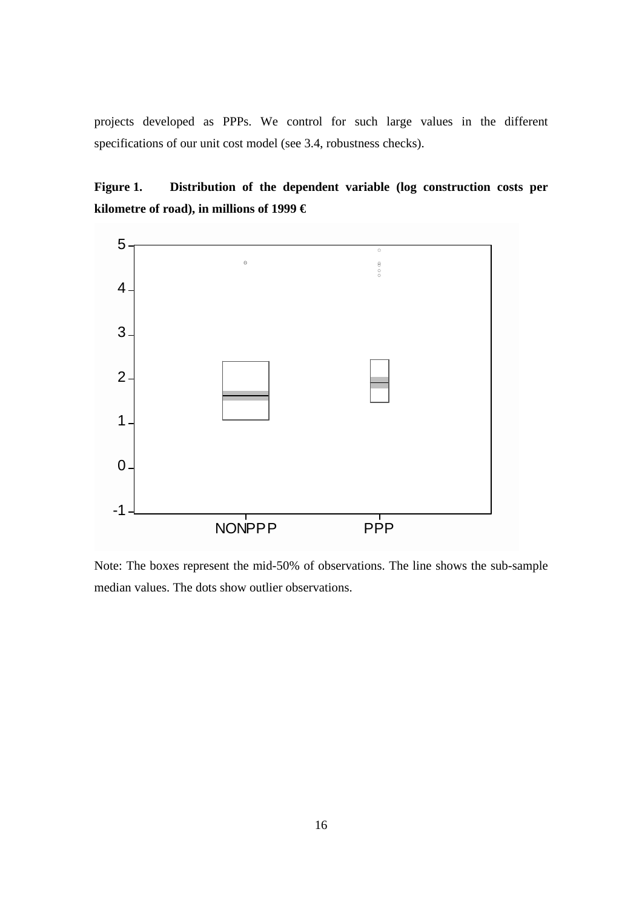projects developed as PPPs. We control for such large values in the different specifications of our unit cost model (see 3.4, robustness checks).

**Figure 1. Distribution of the dependent variable (log construction costs per kilometre of road), in millions of 1999 €**

Note: The boxes represent the mid-50% of observations. The line shows the sub-sample median values. The dots show outlier observations.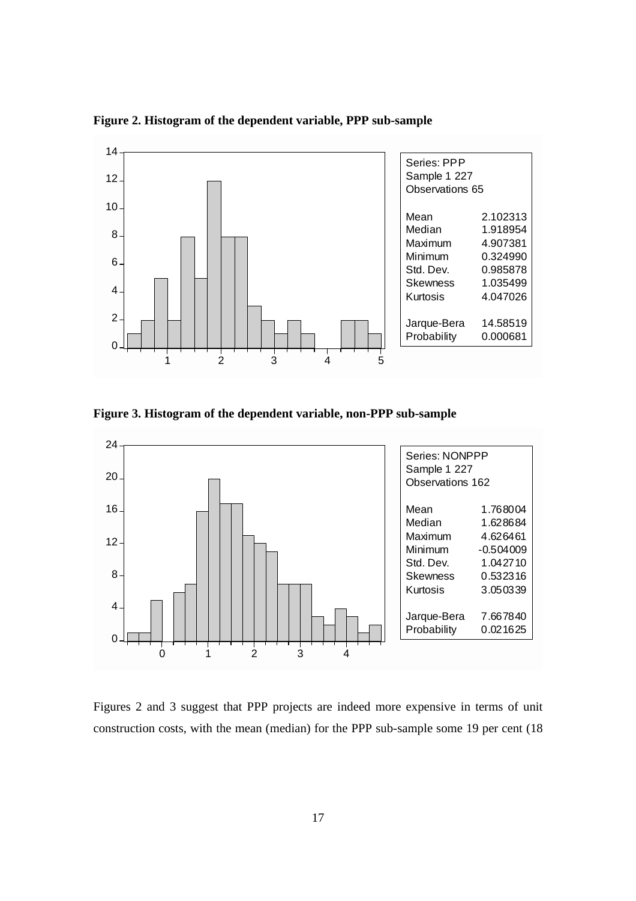**Figure 2. Histogram of the dependent variable, PPP sub-sample**

| Series: PPP | |
|---|---|
| Sample 1 227 | |
| Observations 65 | |
| Mean | 2.102313 |
| Median | 1.918954 |
| Maximum | 4.907381 |
| Minimum | 0.324990 |
| Std. Dev. | 0.985878 |
| Skewness | 1.035499 |
| Kurtosis | 4.047026 |
| Jarque-Bera | 14.58519 |
| Probability | 0.000681 |

**Figure 3. Histogram of the dependent variable, non-PPP sub-sample**

| Series: NONPPP | |
|---|---|
| Sample 1 227 | |
| Observations 162 | |
| Mean | 1.768004 |
| Median | 1.628684 |
| Maximum | 4.626461 |
| Minimum | -0.504009 |
| Std. Dev. | 1.042710 |
| Skewness | 0.532316 |
| Kurtosis | 3.050339 |
| Jarque-Bera | 7.667840 |
| Probability | 0.021625 |

Figures 2 and 3 suggest that PPP projects are indeed more expensive in terms of unit construction costs, with the mean (median) for the PPP sub-sample some 19 per cent (18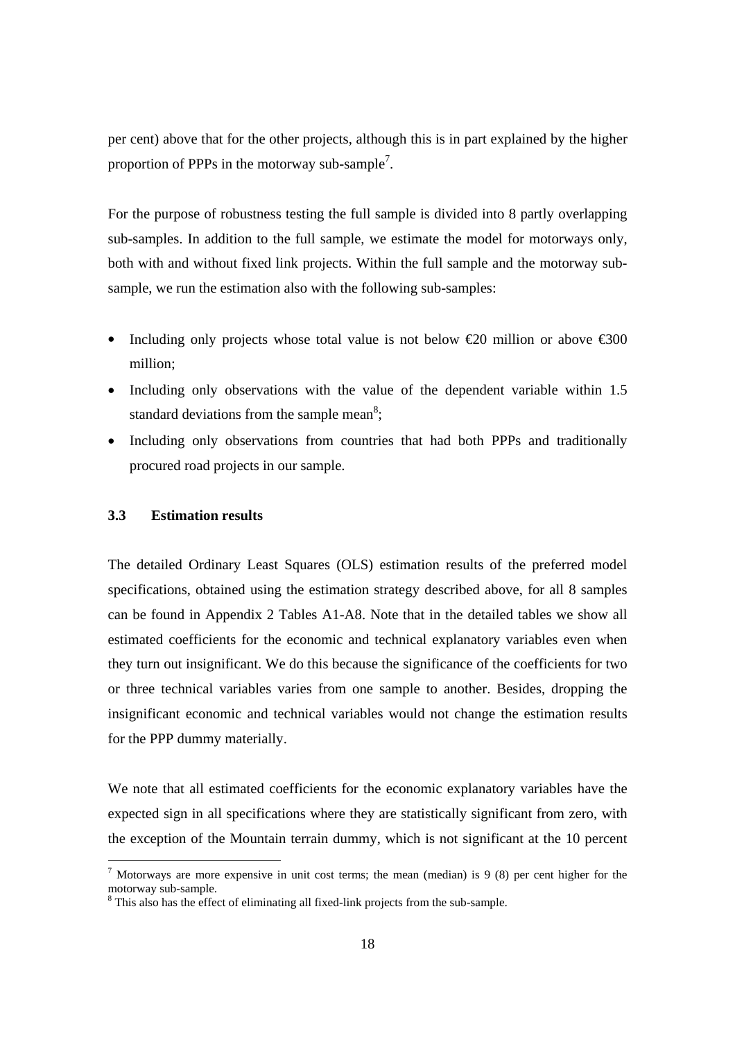per cent) above that for the other projects, although this is in part explained by the higher proportion of PPPs in the motorway sub-sample[7].

For the purpose of robustness testing the full sample is divided into 8 partly overlapping sub-samples. In addition to the full sample, we estimate the model for motorways only, both with and without fixed link projects. Within the full sample and the motorway sub-sample, we run the estimation also with the following sub-samples:

- Including only projects whose total value is not below €20 million or above €300 million;
- Including only observations with the value of the dependent variable within 1.5 standard deviations from the sample mean[8];
- Including only observations from countries that had both PPPs and traditionally procured road projects in our sample.

### 3.3 Estimation results

The detailed Ordinary Least Squares (OLS) estimation results of the preferred model specifications, obtained using the estimation strategy described above, for all 8 samples can be found in Appendix 2 Tables A1-A8. Note that in the detailed tables we show all estimated coefficients for the economic and technical explanatory variables even when they turn out insignificant. We do this because the significance of the coefficients for two or three technical variables varies from one sample to another. Besides, dropping the insignificant economic and technical variables would not change the estimation results for the PPP dummy materially.

We note that all estimated coefficients for the economic explanatory variables have the expected sign in all specifications where they are statistically significant from zero, with the exception of the Mountain terrain dummy, which is not significant at the 10 percent

---

[7] Motorways are more expensive in unit cost terms; the mean (median) is 9 (8) per cent higher for the motorway sub-sample.

[8] This also has the effect of eliminating all fixed-link projects from the sub-sample.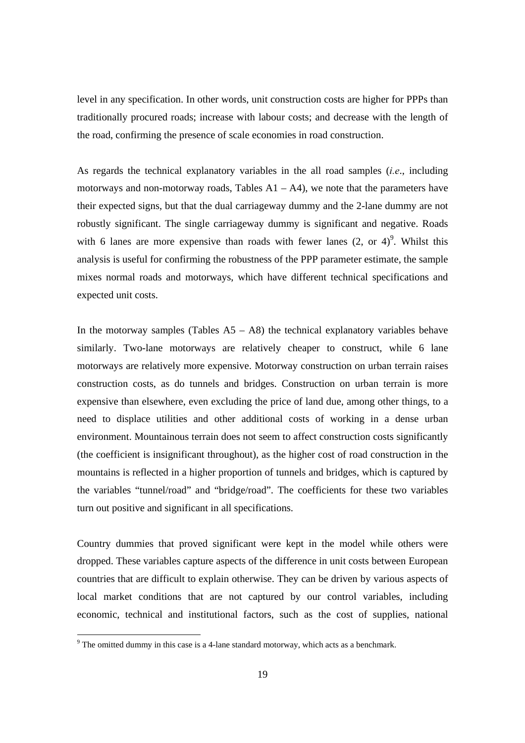level in any specification. In other words, unit construction costs are higher for PPPs than traditionally procured roads; increase with labour costs; and decrease with the length of the road, confirming the presence of scale economies in road construction.

As regards the technical explanatory variables in the all road samples (*i.e*., including motorways and non-motorway roads, Tables A1 – A4), we note that the parameters have their expected signs, but that the dual carriageway dummy and the 2-lane dummy are not robustly significant. The single carriageway dummy is significant and negative. Roads with 6 lanes are more expensive than roads with fewer lanes (2, or 4)[9]. Whilst this analysis is useful for confirming the robustness of the PPP parameter estimate, the sample mixes normal roads and motorways, which have different technical specifications and expected unit costs.

In the motorway samples (Tables A5 – A8) the technical explanatory variables behave similarly. Two-lane motorways are relatively cheaper to construct, while 6 lane motorways are relatively more expensive. Motorway construction on urban terrain raises construction costs, as do tunnels and bridges. Construction on urban terrain is more expensive than elsewhere, even excluding the price of land due, among other things, to a need to displace utilities and other additional costs of working in a dense urban environment. Mountainous terrain does not seem to affect construction costs significantly (the coefficient is insignificant throughout), as the higher cost of road construction in the mountains is reflected in a higher proportion of tunnels and bridges, which is captured by the variables "tunnel/road" and "bridge/road". The coefficients for these two variables turn out positive and significant in all specifications.

Country dummies that proved significant were kept in the model while others were dropped. These variables capture aspects of the difference in unit costs between European countries that are difficult to explain otherwise. They can be driven by various aspects of local market conditions that are not captured by our control variables, including economic, technical and institutional factors, such as the cost of supplies, national

[9] The omitted dummy in this case is a 4-lane standard motorway, which acts as a benchmark.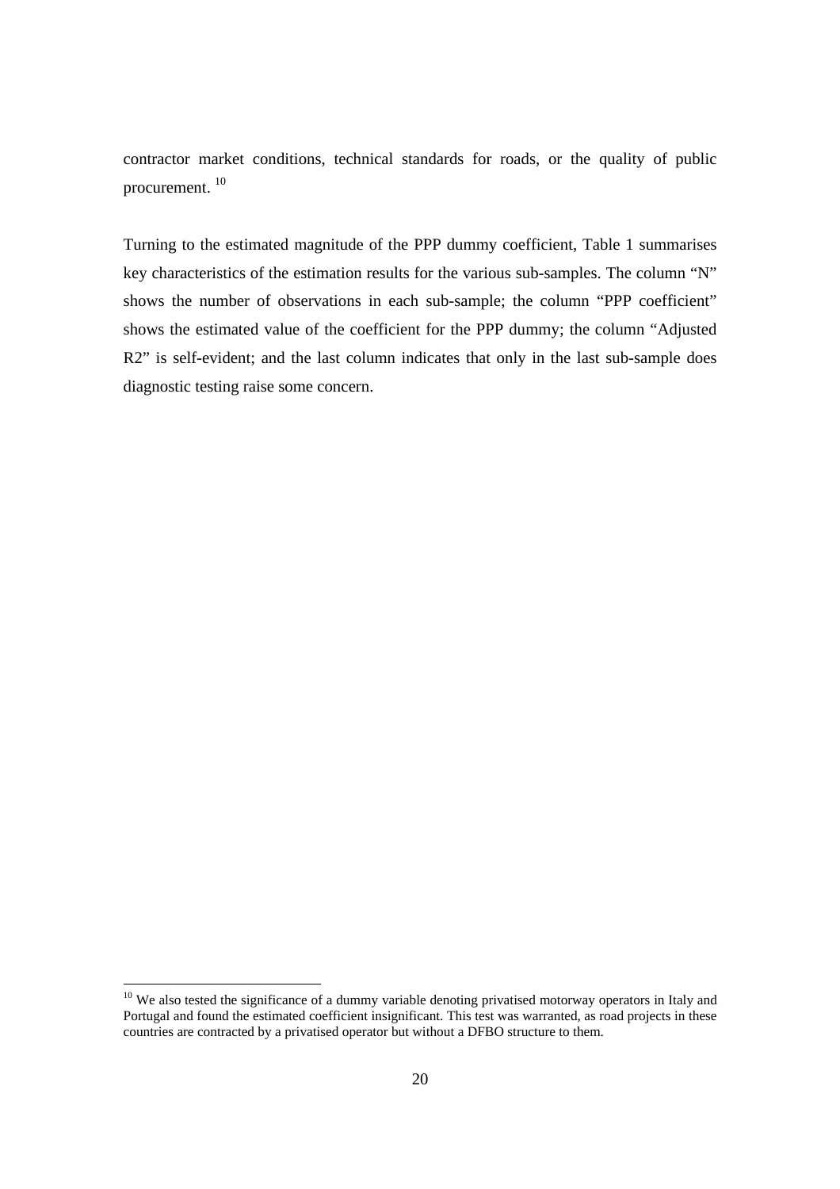contractor market conditions, technical standards for roads, or the quality of public procurement. [10]

Turning to the estimated magnitude of the PPP dummy coefficient, Table 1 summarises key characteristics of the estimation results for the various sub-samples. The column "N" shows the number of observations in each sub-sample; the column "PPP coefficient" shows the estimated value of the coefficient for the PPP dummy; the column "Adjusted R2" is self-evident; and the last column indicates that only in the last sub-sample does diagnostic testing raise some concern.

[10] We also tested the significance of a dummy variable denoting privatised motorway operators in Italy and Portugal and found the estimated coefficient insignificant. This test was warranted, as road projects in these countries are contracted by a privatised operator but without a DFBO structure to them.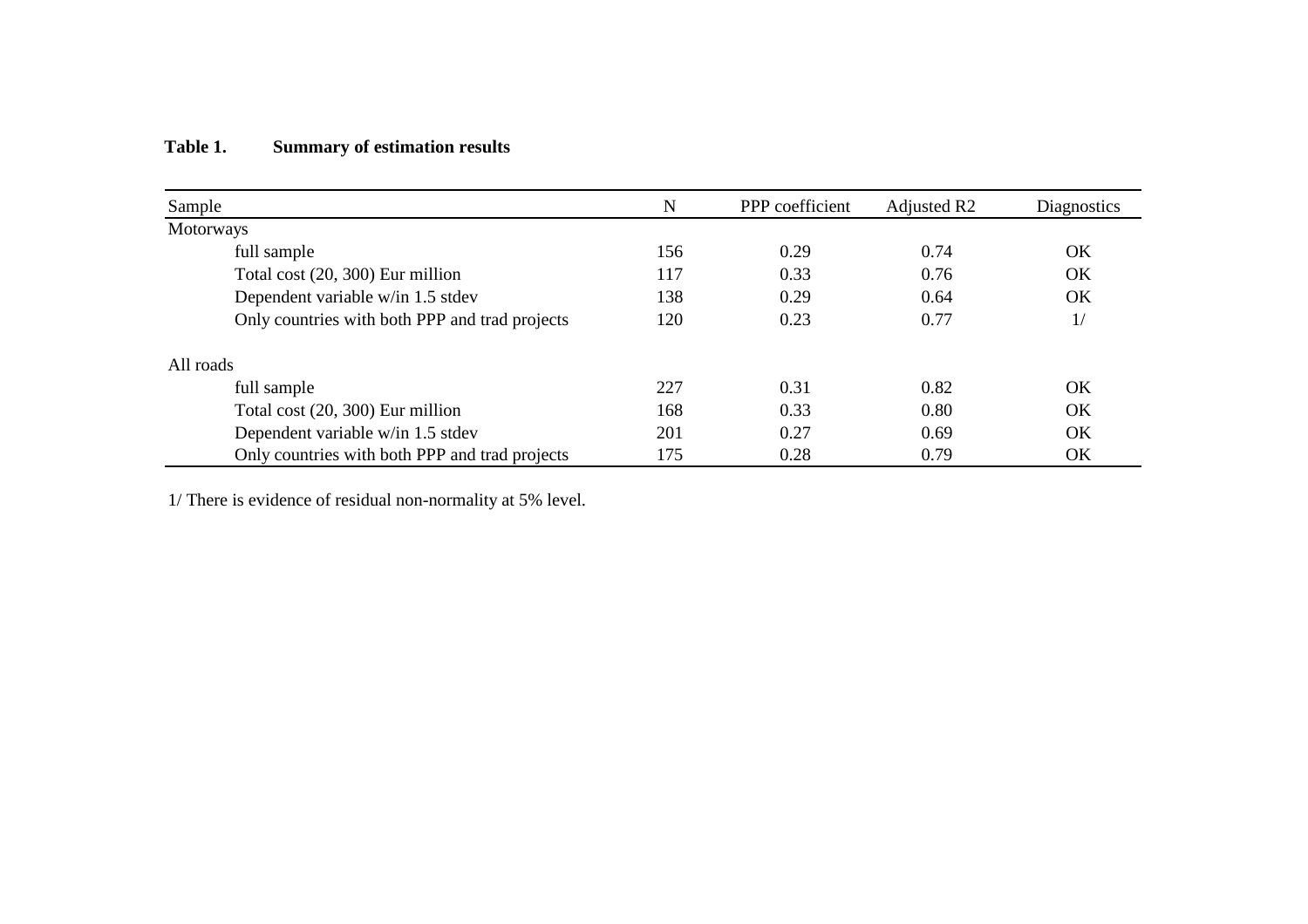**Table 1. Summary of estimation results**

| Sample | N | PPP coefficient | Adjusted R2 | Diagnostics |
|---|---|---|---|---|
| Motorways | | | | |
| full sample | 156 | 0.29 | 0.74 | OK |
| Total cost (20, 300) Eur million | 117 | 0.33 | 0.76 | OK |
| Dependent variable w/in 1.5 stdev | 138 | 0.29 | 0.64 | OK |
| Only countries with both PPP and trad projects | 120 | 0.23 | 0.77 | 1/ |
| All roads | | | | |
| full sample | 227 | 0.31 | 0.82 | OK |
| Total cost (20, 300) Eur million | 168 | 0.33 | 0.80 | OK |
| Dependent variable w/in 1.5 stdev | 201 | 0.27 | 0.69 | OK |
| Only countries with both PPP and trad projects | 175 | 0.28 | 0.79 | OK |

1/ There is evidence of residual non-normality at 5% level.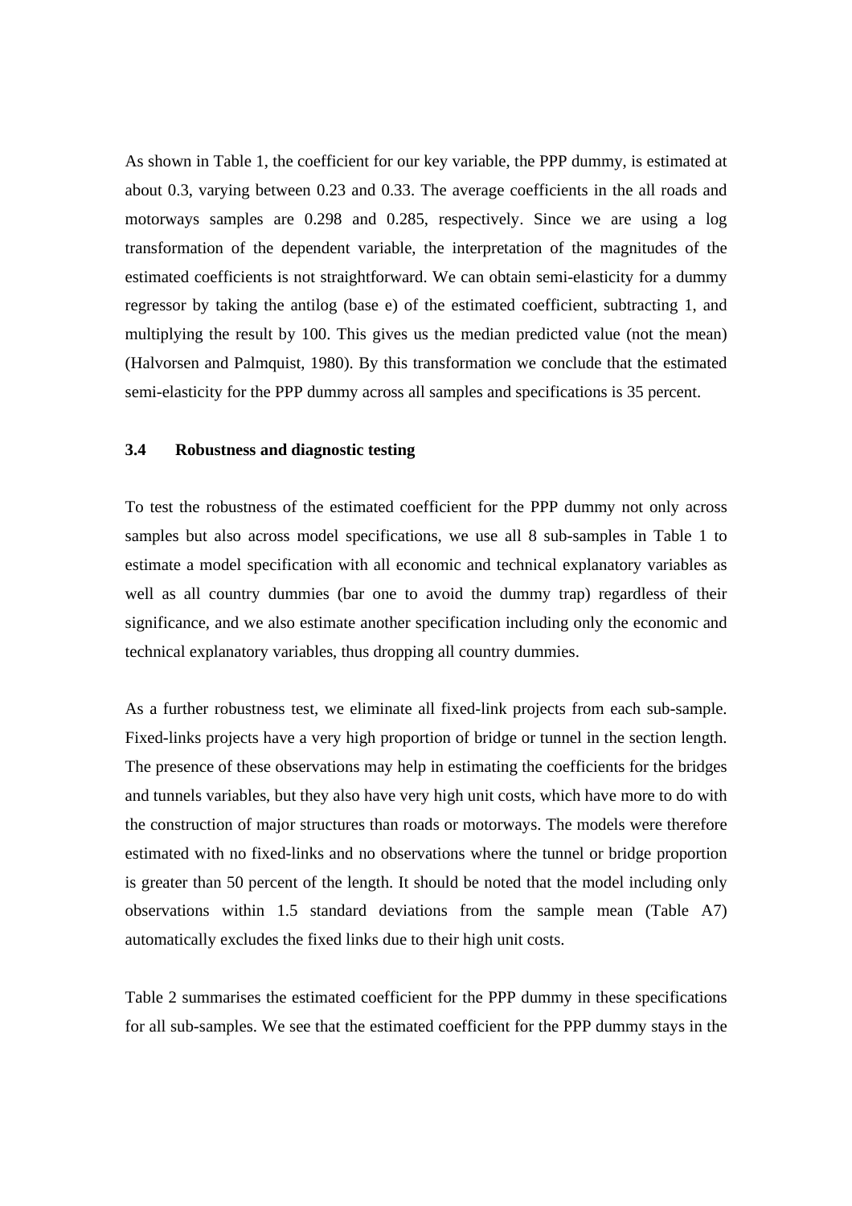As shown in Table 1, the coefficient for our key variable, the PPP dummy, is estimated at about 0.3, varying between 0.23 and 0.33. The average coefficients in the all roads and motorways samples are 0.298 and 0.285, respectively. Since we are using a log transformation of the dependent variable, the interpretation of the magnitudes of the estimated coefficients is not straightforward. We can obtain semi-elasticity for a dummy regressor by taking the antilog (base e) of the estimated coefficient, subtracting 1, and multiplying the result by 100. This gives us the median predicted value (not the mean) (Halvorsen and Palmquist, 1980). By this transformation we conclude that the estimated semi-elasticity for the PPP dummy across all samples and specifications is 35 percent.

### 3.4 Robustness and diagnostic testing

To test the robustness of the estimated coefficient for the PPP dummy not only across samples but also across model specifications, we use all 8 sub-samples in Table 1 to estimate a model specification with all economic and technical explanatory variables as well as all country dummies (bar one to avoid the dummy trap) regardless of their significance, and we also estimate another specification including only the economic and technical explanatory variables, thus dropping all country dummies.

As a further robustness test, we eliminate all fixed-link projects from each sub-sample. Fixed-links projects have a very high proportion of bridge or tunnel in the section length. The presence of these observations may help in estimating the coefficients for the bridges and tunnels variables, but they also have very high unit costs, which have more to do with the construction of major structures than roads or motorways. The models were therefore estimated with no fixed-links and no observations where the tunnel or bridge proportion is greater than 50 percent of the length. It should be noted that the model including only observations within 1.5 standard deviations from the sample mean (Table A7) automatically excludes the fixed links due to their high unit costs.

Table 2 summarises the estimated coefficient for the PPP dummy in these specifications for all sub-samples. We see that the estimated coefficient for the PPP dummy stays in the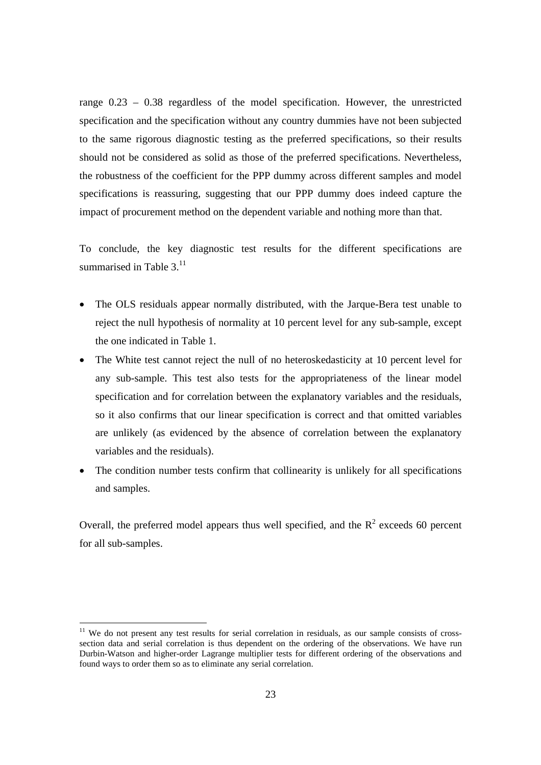range 0.23 – 0.38 regardless of the model specification. However, the unrestricted specification and the specification without any country dummies have not been subjected to the same rigorous diagnostic testing as the preferred specifications, so their results should not be considered as solid as those of the preferred specifications. Nevertheless, the robustness of the coefficient for the PPP dummy across different samples and model specifications is reassuring, suggesting that our PPP dummy does indeed capture the impact of procurement method on the dependent variable and nothing more than that.

To conclude, the key diagnostic test results for the different specifications are summarised in Table 3.[11]

- The OLS residuals appear normally distributed, with the Jarque-Bera test unable to reject the null hypothesis of normality at 10 percent level for any sub-sample, except the one indicated in Table 1.
- The White test cannot reject the null of no heteroskedasticity at 10 percent level for any sub-sample. This test also tests for the appropriateness of the linear model specification and for correlation between the explanatory variables and the residuals, so it also confirms that our linear specification is correct and that omitted variables are unlikely (as evidenced by the absence of correlation between the explanatory variables and the residuals).
- The condition number tests confirm that collinearity is unlikely for all specifications and samples.

Overall, the preferred model appears thus well specified, and the $R^2$ exceeds 60 percent for all sub-samples.

---

[11] We do not present any test results for serial correlation in residuals, as our sample consists of cross-section data and serial correlation is thus dependent on the ordering of the observations. We have run Durbin-Watson and higher-order Lagrange multiplier tests for different ordering of the observations and found ways to order them so as to eliminate any serial correlation.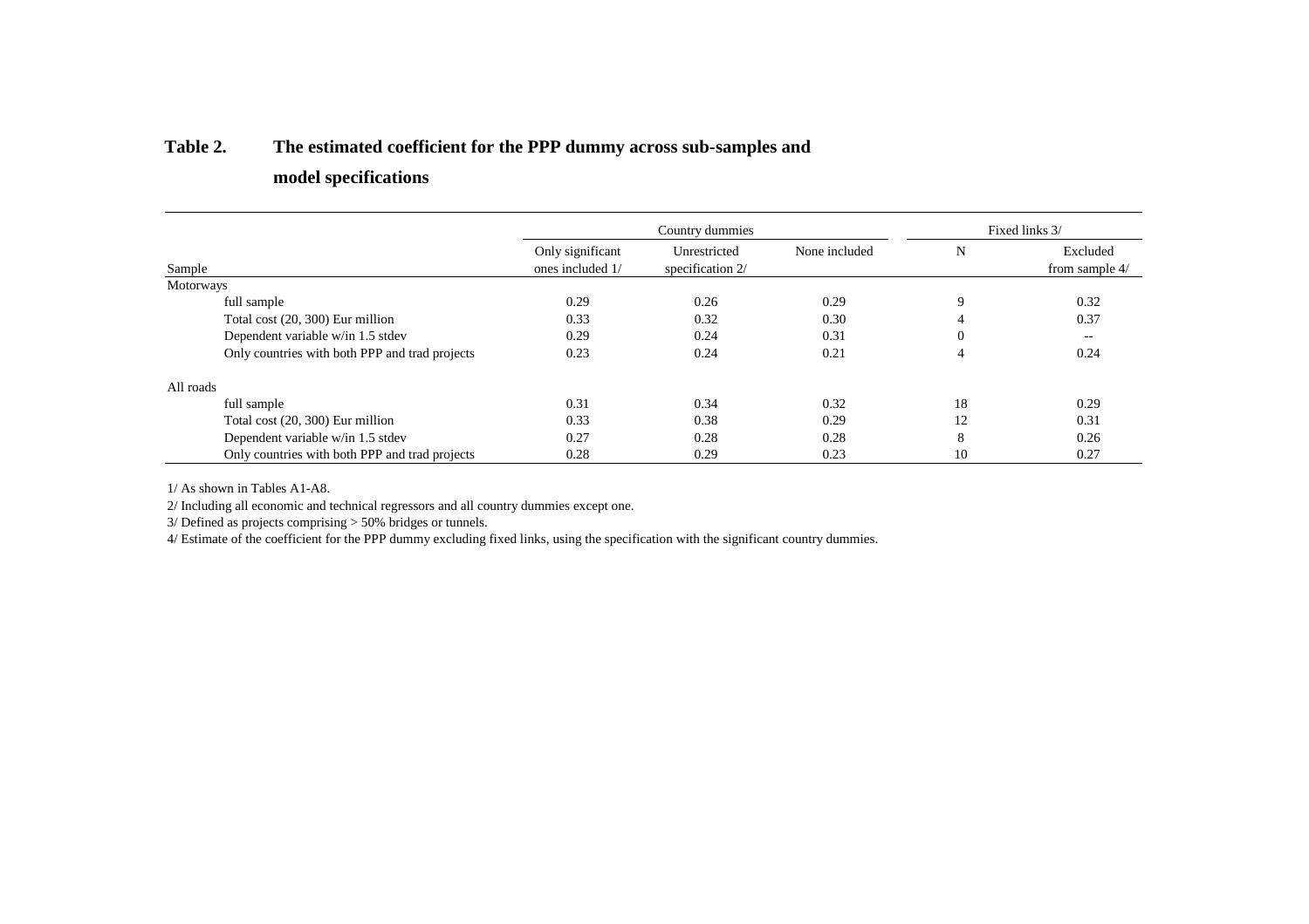**Table 2. The estimated coefficient for the PPP dummy across sub-samples and model specifications**

| Sample | Country dummies | | | Fixed links 3/ | |
|---|---|---|---|---|---|
| | Only significant ones included 1/ | Unrestricted specification 2/ | None included | N | Excluded from sample 4/ |
| Motorways | | | | | |
| full sample | 0.29 | 0.26 | 0.29 | 9 | 0.32 |
| Total cost (20, 300) Eur million | 0.33 | 0.32 | 0.30 | 4 | 0.37 |
| Dependent variable w/in 1.5 stdev | 0.29 | 0.24 | 0.31 | 0 | -- |
| Only countries with both PPP and trad projects | 0.23 | 0.24 | 0.21 | 4 | 0.24 |
| All roads | | | | | |
| full sample | 0.31 | 0.34 | 0.32 | 18 | 0.29 |
| Total cost (20, 300) Eur million | 0.33 | 0.38 | 0.29 | 12 | 0.31 |
| Dependent variable w/in 1.5 stdev | 0.27 | 0.28 | 0.28 | 8 | 0.26 |
| Only countries with both PPP and trad projects | 0.28 | 0.29 | 0.23 | 10 | 0.27 |

1/ As shown in Tables A1-A8.

2/ Including all economic and technical regressors and all country dummies except one.

3/ Defined as projects comprising > 50% bridges or tunnels.

4/ Estimate of the coefficient for the PPP dummy excluding fixed links, using the specification with the significant country dummies.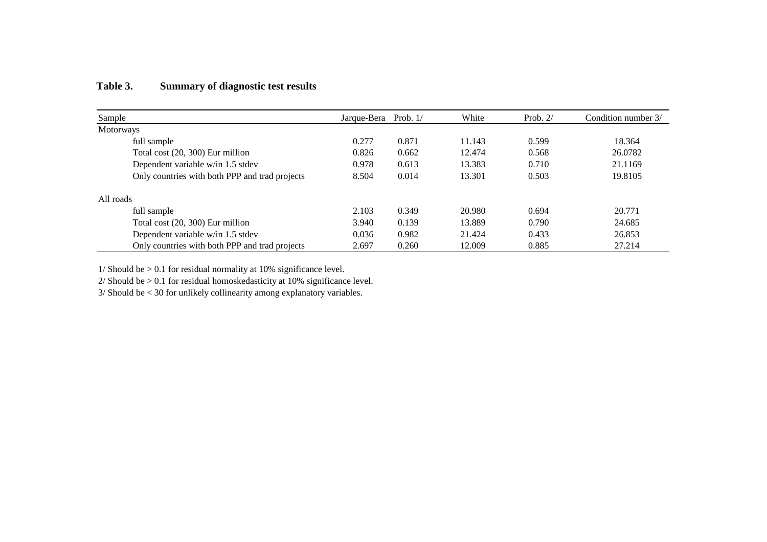**Table 3. Summary of diagnostic test results**

| Sample | Jarque-Bera | Prob. 1/ | White | Prob. 2/ | Condition number 3/ |
|---|---|---|---|---|---|
| Motorways | | | | | |
| full sample | 0.277 | 0.871 | 11.143 | 0.599 | 18.364 |
| Total cost (20, 300) Eur million | 0.826 | 0.662 | 12.474 | 0.568 | 26.0782 |
| Dependent variable w/in 1.5 stdev | 0.978 | 0.613 | 13.383 | 0.710 | 21.1169 |
| Only countries with both PPP and trad projects | 8.504 | 0.014 | 13.301 | 0.503 | 19.8105 |
| All roads | | | | | |
| full sample | 2.103 | 0.349 | 20.980 | 0.694 | 20.771 |
| Total cost (20, 300) Eur million | 3.940 | 0.139 | 13.889 | 0.790 | 24.685 |
| Dependent variable w/in 1.5 stdev | 0.036 | 0.982 | 21.424 | 0.433 | 26.853 |
| Only countries with both PPP and trad projects | 2.697 | 0.260 | 12.009 | 0.885 | 27.214 |

1/ Should be > 0.1 for residual normality at 10% significance level.

2/ Should be > 0.1 for residual homoskedasticity at 10% significance level.

3/ Should be < 30 for unlikely collinearity among explanatory variables.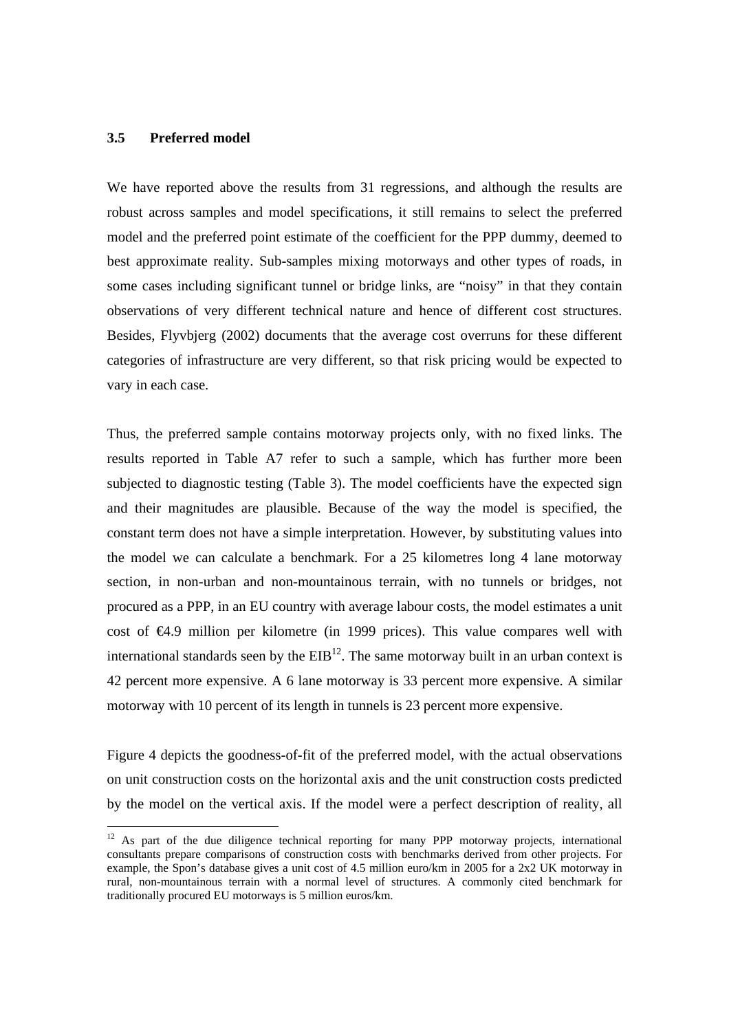### 3.5 Preferred model

We have reported above the results from 31 regressions, and although the results are robust across samples and model specifications, it still remains to select the preferred model and the preferred point estimate of the coefficient for the PPP dummy, deemed to best approximate reality. Sub-samples mixing motorways and other types of roads, in some cases including significant tunnel or bridge links, are "noisy" in that they contain observations of very different technical nature and hence of different cost structures. Besides, Flyvbjerg (2002) documents that the average cost overruns for these different categories of infrastructure are very different, so that risk pricing would be expected to vary in each case.

Thus, the preferred sample contains motorway projects only, with no fixed links. The results reported in Table A7 refer to such a sample, which has further more been subjected to diagnostic testing (Table 3). The model coefficients have the expected sign and their magnitudes are plausible. Because of the way the model is specified, the constant term does not have a simple interpretation. However, by substituting values into the model we can calculate a benchmark. For a 25 kilometres long 4 lane motorway section, in non-urban and non-mountainous terrain, with no tunnels or bridges, not procured as a PPP, in an EU country with average labour costs, the model estimates a unit cost of €4.9 million per kilometre (in 1999 prices). This value compares well with international standards seen by the EIB[12]. The same motorway built in an urban context is 42 percent more expensive. A 6 lane motorway is 33 percent more expensive. A similar motorway with 10 percent of its length in tunnels is 23 percent more expensive.

Figure 4 depicts the goodness-of-fit of the preferred model, with the actual observations on unit construction costs on the horizontal axis and the unit construction costs predicted by the model on the vertical axis. If the model were a perfect description of reality, all

---

[12] As part of the due diligence technical reporting for many PPP motorway projects, international consultants prepare comparisons of construction costs with benchmarks derived from other projects. For example, the Spon's database gives a unit cost of 4.5 million euro/km in 2005 for a 2x2 UK motorway in rural, non-mountainous terrain with a normal level of structures. A commonly cited benchmark for traditionally procured EU motorways is 5 million euros/km.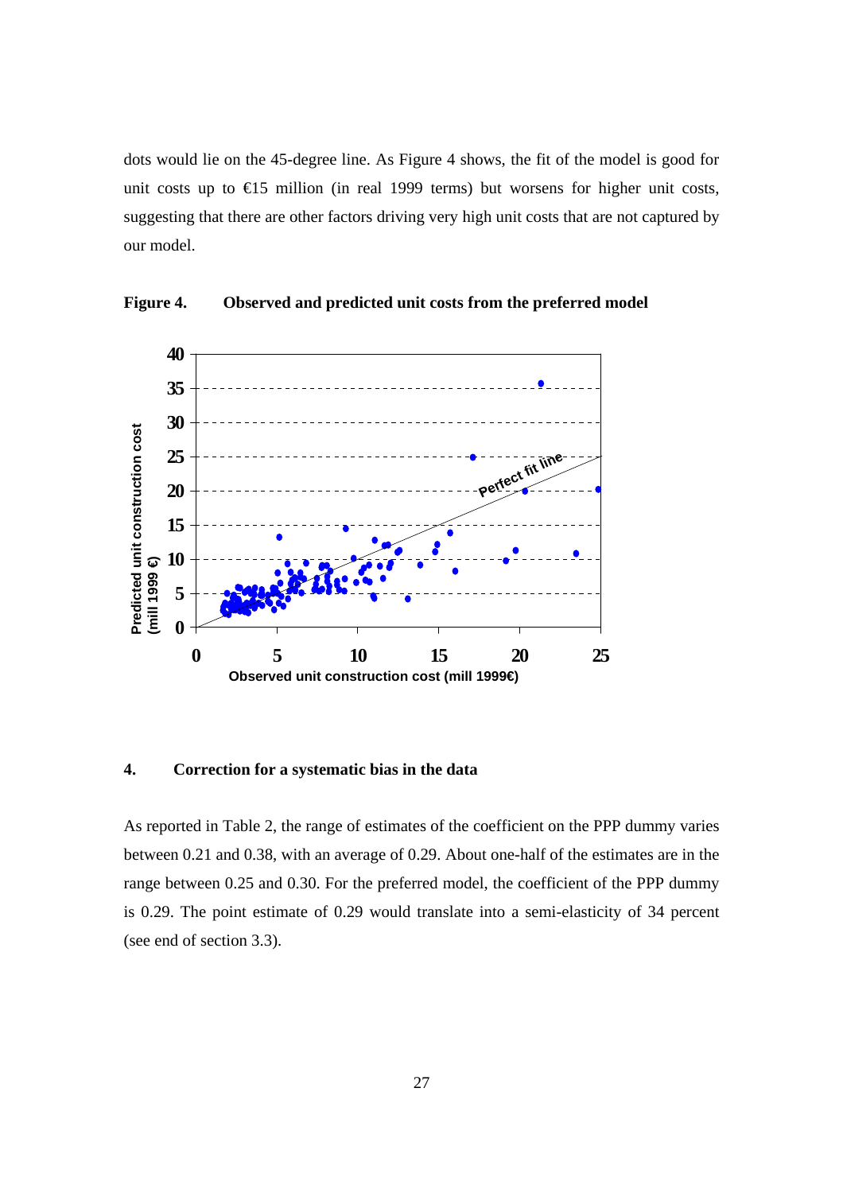dots would lie on the 45-degree line. As Figure 4 shows, the fit of the model is good for unit costs up to €15 million (in real 1999 terms) but worsens for higher unit costs, suggesting that there are other factors driving very high unit costs that are not captured by our model.

**Figure 4. Observed and predicted unit costs from the preferred model**

## 4. Correction for a systematic bias in the data

As reported in Table 2, the range of estimates of the coefficient on the PPP dummy varies between 0.21 and 0.38, with an average of 0.29. About one-half of the estimates are in the range between 0.25 and 0.30. For the preferred model, the coefficient of the PPP dummy is 0.29. The point estimate of 0.29 would translate into a semi-elasticity of 34 percent (see end of section 3.3).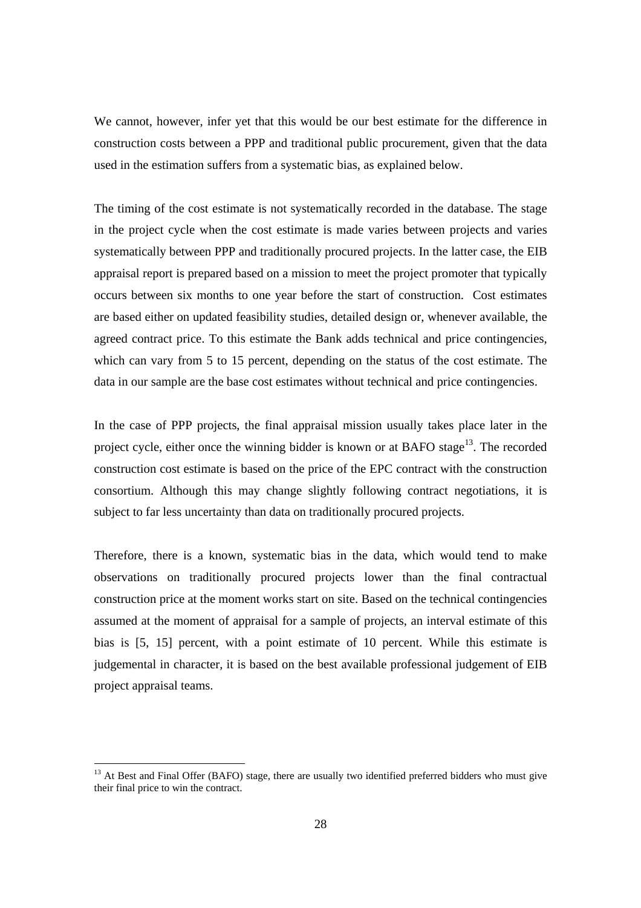We cannot, however, infer yet that this would be our best estimate for the difference in construction costs between a PPP and traditional public procurement, given that the data used in the estimation suffers from a systematic bias, as explained below.

The timing of the cost estimate is not systematically recorded in the database. The stage in the project cycle when the cost estimate is made varies between projects and varies systematically between PPP and traditionally procured projects. In the latter case, the EIB appraisal report is prepared based on a mission to meet the project promoter that typically occurs between six months to one year before the start of construction. Cost estimates are based either on updated feasibility studies, detailed design or, whenever available, the agreed contract price. To this estimate the Bank adds technical and price contingencies, which can vary from 5 to 15 percent, depending on the status of the cost estimate. The data in our sample are the base cost estimates without technical and price contingencies.

In the case of PPP projects, the final appraisal mission usually takes place later in the project cycle, either once the winning bidder is known or at BAFO stage[13]. The recorded construction cost estimate is based on the price of the EPC contract with the construction consortium. Although this may change slightly following contract negotiations, it is subject to far less uncertainty than data on traditionally procured projects.

Therefore, there is a known, systematic bias in the data, which would tend to make observations on traditionally procured projects lower than the final contractual construction price at the moment works start on site. Based on the technical contingencies assumed at the moment of appraisal for a sample of projects, an interval estimate of this bias is [5, 15] percent, with a point estimate of 10 percent. While this estimate is judgemental in character, it is based on the best available professional judgement of EIB project appraisal teams.

[13] At Best and Final Offer (BAFO) stage, there are usually two identified preferred bidders who must give their final price to win the contract.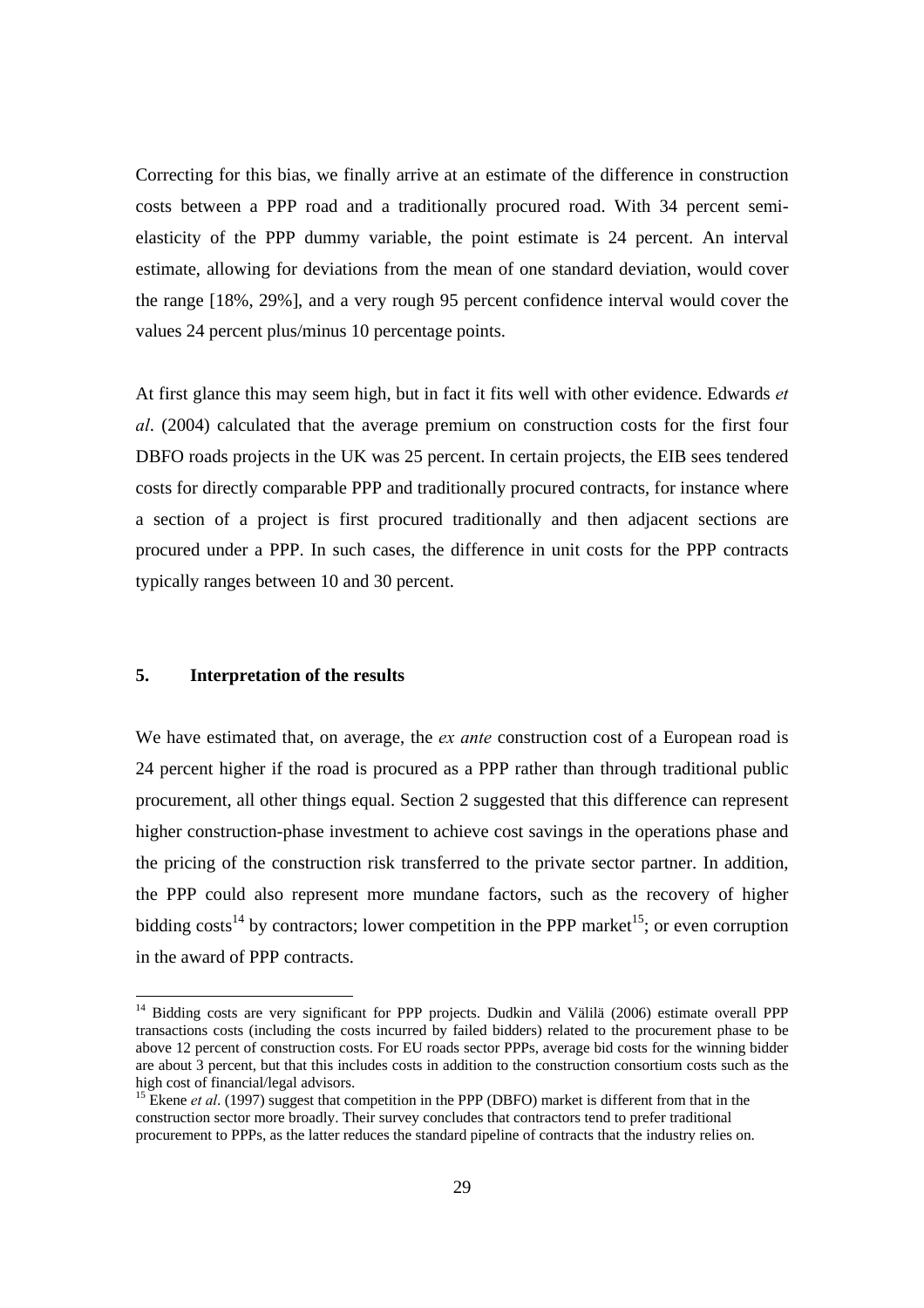Correcting for this bias, we finally arrive at an estimate of the difference in construction costs between a PPP road and a traditionally procured road. With 34 percent semi-elasticity of the PPP dummy variable, the point estimate is 24 percent. An interval estimate, allowing for deviations from the mean of one standard deviation, would cover the range [18%, 29%], and a very rough 95 percent confidence interval would cover the values 24 percent plus/minus 10 percentage points.

At first glance this may seem high, but in fact it fits well with other evidence. Edwards *et al*. (2004) calculated that the average premium on construction costs for the first four DBFO roads projects in the UK was 25 percent. In certain projects, the EIB sees tendered costs for directly comparable PPP and traditionally procured contracts, for instance where a section of a project is first procured traditionally and then adjacent sections are procured under a PPP. In such cases, the difference in unit costs for the PPP contracts typically ranges between 10 and 30 percent.

## 5. Interpretation of the results

We have estimated that, on average, the *ex ante* construction cost of a European road is 24 percent higher if the road is procured as a PPP rather than through traditional public procurement, all other things equal. Section 2 suggested that this difference can represent higher construction-phase investment to achieve cost savings in the operations phase and the pricing of the construction risk transferred to the private sector partner. In addition, the PPP could also represent more mundane factors, such as the recovery of higher bidding costs[14] by contractors; lower competition in the PPP market[15]; or even corruption in the award of PPP contracts.

[14] Bidding costs are very significant for PPP projects. Dudkin and Välilä (2006) estimate overall PPP transactions costs (including the costs incurred by failed bidders) related to the procurement phase to be above 12 percent of construction costs. For EU roads sector PPPs, average bid costs for the winning bidder are about 3 percent, but that this includes costs in addition to the construction consortium costs such as the high cost of financial/legal advisors.

[15] Ekene *et al*. (1997) suggest that competition in the PPP (DBFO) market is different from that in the construction sector more broadly. Their survey concludes that contractors tend to prefer traditional procurement to PPPs, as the latter reduces the standard pipeline of contracts that the industry relies on.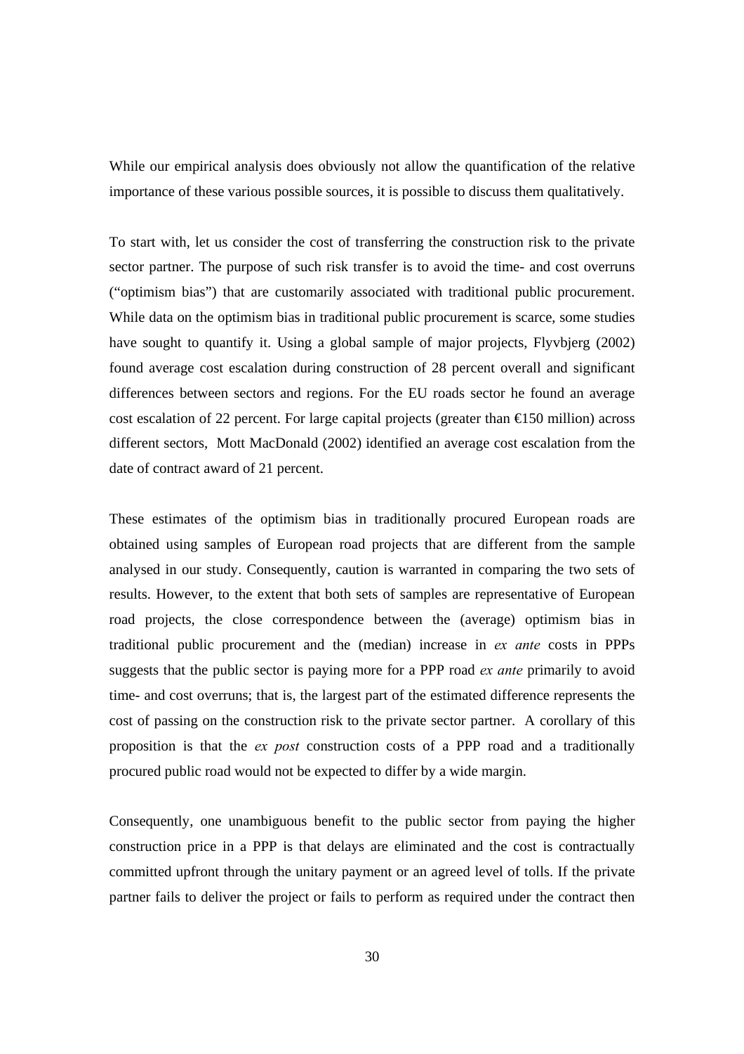While our empirical analysis does obviously not allow the quantification of the relative importance of these various possible sources, it is possible to discuss them qualitatively.

To start with, let us consider the cost of transferring the construction risk to the private sector partner. The purpose of such risk transfer is to avoid the time- and cost overruns ("optimism bias") that are customarily associated with traditional public procurement. While data on the optimism bias in traditional public procurement is scarce, some studies have sought to quantify it. Using a global sample of major projects, Flyvbjerg (2002) found average cost escalation during construction of 28 percent overall and significant differences between sectors and regions. For the EU roads sector he found an average cost escalation of 22 percent. For large capital projects (greater than €150 million) across different sectors, Mott MacDonald (2002) identified an average cost escalation from the date of contract award of 21 percent.

These estimates of the optimism bias in traditionally procured European roads are obtained using samples of European road projects that are different from the sample analysed in our study. Consequently, caution is warranted in comparing the two sets of results. However, to the extent that both sets of samples are representative of European road projects, the close correspondence between the (average) optimism bias in traditional public procurement and the (median) increase in *ex ante* costs in PPPs suggests that the public sector is paying more for a PPP road *ex ante* primarily to avoid time- and cost overruns; that is, the largest part of the estimated difference represents the cost of passing on the construction risk to the private sector partner. A corollary of this proposition is that the *ex post* construction costs of a PPP road and a traditionally procured public road would not be expected to differ by a wide margin.

Consequently, one unambiguous benefit to the public sector from paying the higher construction price in a PPP is that delays are eliminated and the cost is contractually committed upfront through the unitary payment or an agreed level of tolls. If the private partner fails to deliver the project or fails to perform as required under the contract then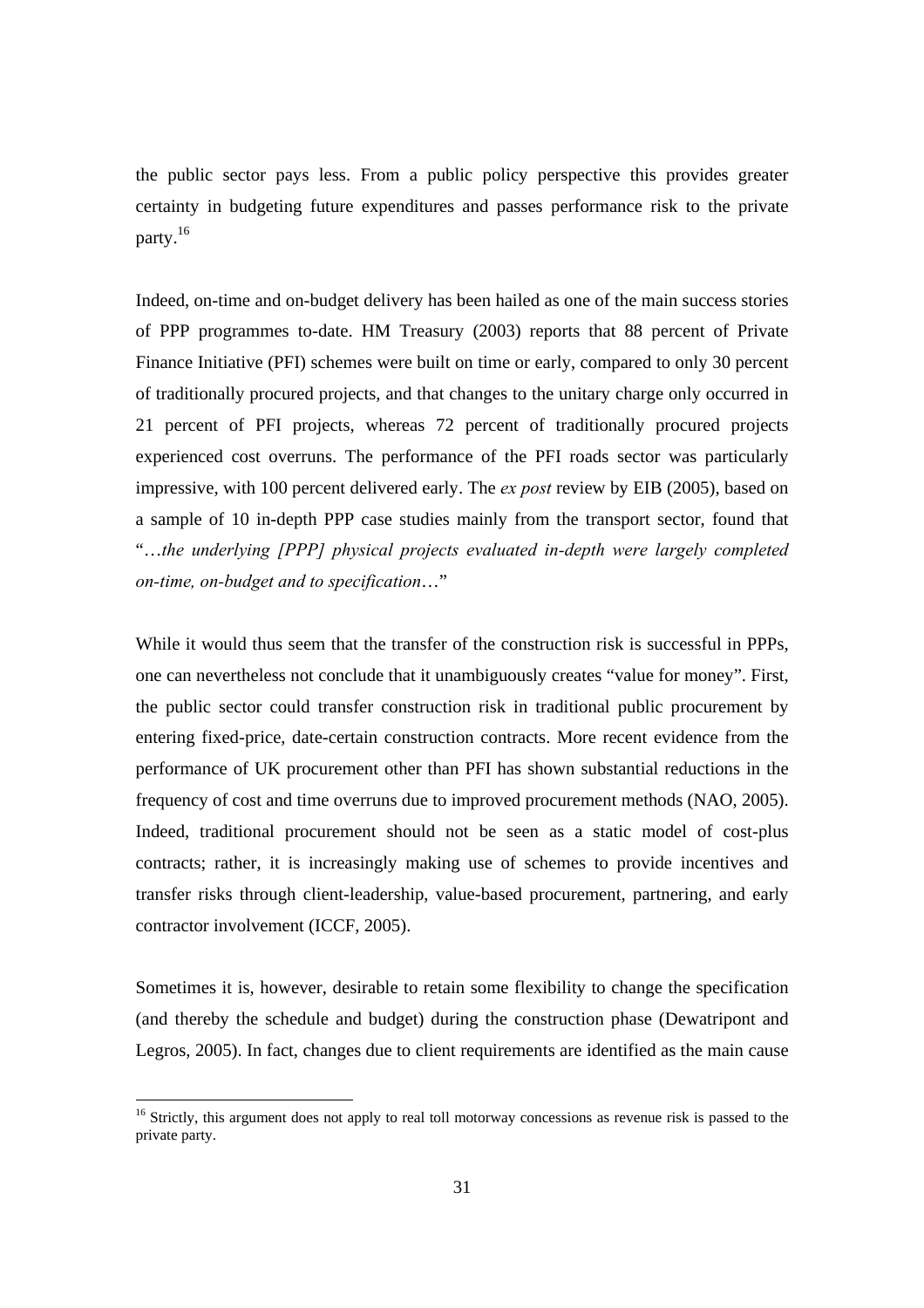the public sector pays less. From a public policy perspective this provides greater certainty in budgeting future expenditures and passes performance risk to the private party.[16]

Indeed, on-time and on-budget delivery has been hailed as one of the main success stories of PPP programmes to-date. HM Treasury (2003) reports that 88 percent of Private Finance Initiative (PFI) schemes were built on time or early, compared to only 30 percent of traditionally procured projects, and that changes to the unitary charge only occurred in 21 percent of PFI projects, whereas 72 percent of traditionally procured projects experienced cost overruns. The performance of the PFI roads sector was particularly impressive, with 100 percent delivered early. The *ex post* review by EIB (2005), based on a sample of 10 in-depth PPP case studies mainly from the transport sector, found that "…*the underlying [PPP] physical projects evaluated in-depth were largely completed on-time, on-budget and to specification*…"

While it would thus seem that the transfer of the construction risk is successful in PPPs, one can nevertheless not conclude that it unambiguously creates "value for money". First, the public sector could transfer construction risk in traditional public procurement by entering fixed-price, date-certain construction contracts. More recent evidence from the performance of UK procurement other than PFI has shown substantial reductions in the frequency of cost and time overruns due to improved procurement methods (NAO, 2005). Indeed, traditional procurement should not be seen as a static model of cost-plus contracts; rather, it is increasingly making use of schemes to provide incentives and transfer risks through client-leadership, value-based procurement, partnering, and early contractor involvement (ICCF, 2005).

Sometimes it is, however, desirable to retain some flexibility to change the specification (and thereby the schedule and budget) during the construction phase (Dewatripont and Legros, 2005). In fact, changes due to client requirements are identified as the main cause

[16] Strictly, this argument does not apply to real toll motorway concessions as revenue risk is passed to the private party.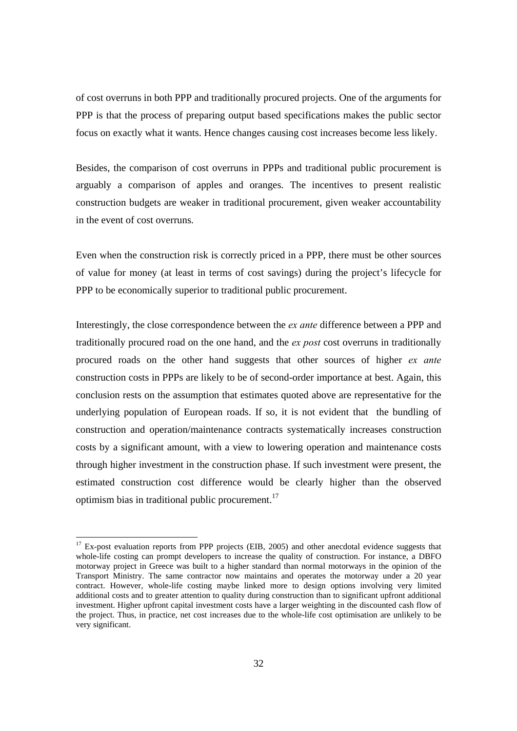of cost overruns in both PPP and traditionally procured projects. One of the arguments for PPP is that the process of preparing output based specifications makes the public sector focus on exactly what it wants. Hence changes causing cost increases become less likely.

Besides, the comparison of cost overruns in PPPs and traditional public procurement is arguably a comparison of apples and oranges. The incentives to present realistic construction budgets are weaker in traditional procurement, given weaker accountability in the event of cost overruns.

Even when the construction risk is correctly priced in a PPP, there must be other sources of value for money (at least in terms of cost savings) during the project's lifecycle for PPP to be economically superior to traditional public procurement.

Interestingly, the close correspondence between the *ex ante* difference between a PPP and traditionally procured road on the one hand, and the *ex post* cost overruns in traditionally procured roads on the other hand suggests that other sources of higher *ex ante* construction costs in PPPs are likely to be of second-order importance at best. Again, this conclusion rests on the assumption that estimates quoted above are representative for the underlying population of European roads. If so, it is not evident that the bundling of construction and operation/maintenance contracts systematically increases construction costs by a significant amount, with a view to lowering operation and maintenance costs through higher investment in the construction phase. If such investment were present, the estimated construction cost difference would be clearly higher than the observed optimism bias in traditional public procurement.[17]

---

[17] Ex-post evaluation reports from PPP projects (EIB, 2005) and other anecdotal evidence suggests that whole-life costing can prompt developers to increase the quality of construction. For instance, a DBFO motorway project in Greece was built to a higher standard than normal motorways in the opinion of the Transport Ministry. The same contractor now maintains and operates the motorway under a 20 year contract. However, whole-life costing maybe linked more to design options involving very limited additional costs and to greater attention to quality during construction than to significant upfront additional investment. Higher upfront capital investment costs have a larger weighting in the discounted cash flow of the project. Thus, in practice, net cost increases due to the whole-life cost optimisation are unlikely to be very significant.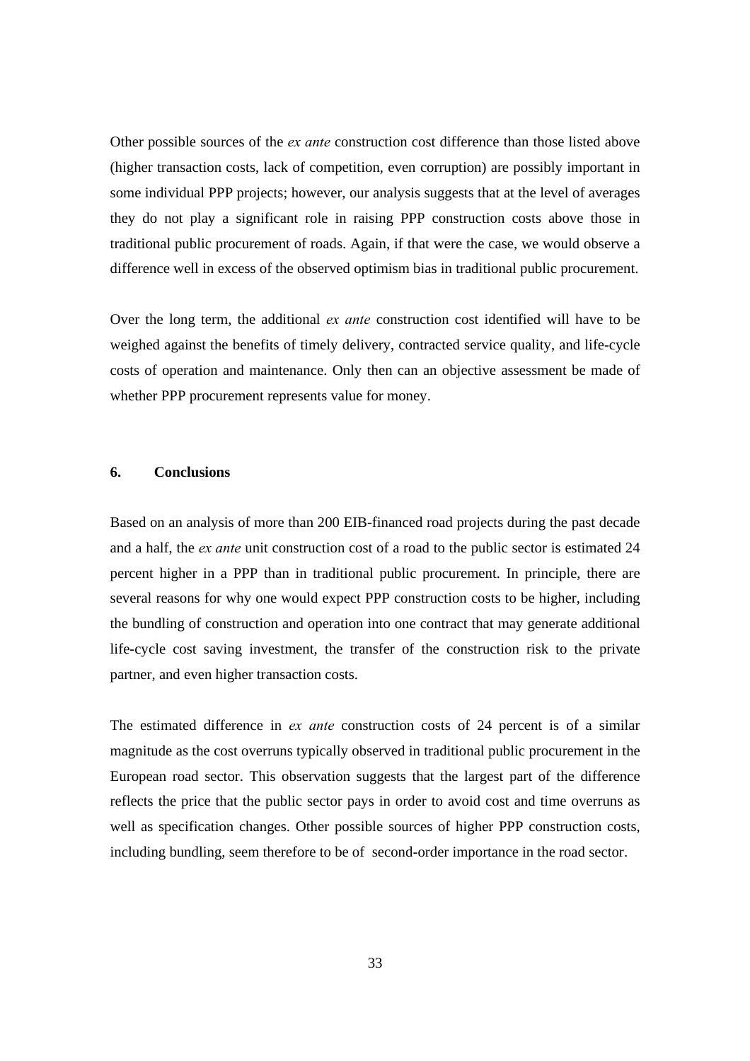Other possible sources of the *ex ante* construction cost difference than those listed above (higher transaction costs, lack of competition, even corruption) are possibly important in some individual PPP projects; however, our analysis suggests that at the level of averages they do not play a significant role in raising PPP construction costs above those in traditional public procurement of roads. Again, if that were the case, we would observe a difference well in excess of the observed optimism bias in traditional public procurement.

Over the long term, the additional *ex ante* construction cost identified will have to be weighed against the benefits of timely delivery, contracted service quality, and life-cycle costs of operation and maintenance. Only then can an objective assessment be made of whether PPP procurement represents value for money.

## 6. Conclusions

Based on an analysis of more than 200 EIB-financed road projects during the past decade and a half, the *ex ante* unit construction cost of a road to the public sector is estimated 24 percent higher in a PPP than in traditional public procurement. In principle, there are several reasons for why one would expect PPP construction costs to be higher, including the bundling of construction and operation into one contract that may generate additional life-cycle cost saving investment, the transfer of the construction risk to the private partner, and even higher transaction costs.

The estimated difference in *ex ante* construction costs of 24 percent is of a similar magnitude as the cost overruns typically observed in traditional public procurement in the European road sector. This observation suggests that the largest part of the difference reflects the price that the public sector pays in order to avoid cost and time overruns as well as specification changes. Other possible sources of higher PPP construction costs, including bundling, seem therefore to be of second-order importance in the road sector.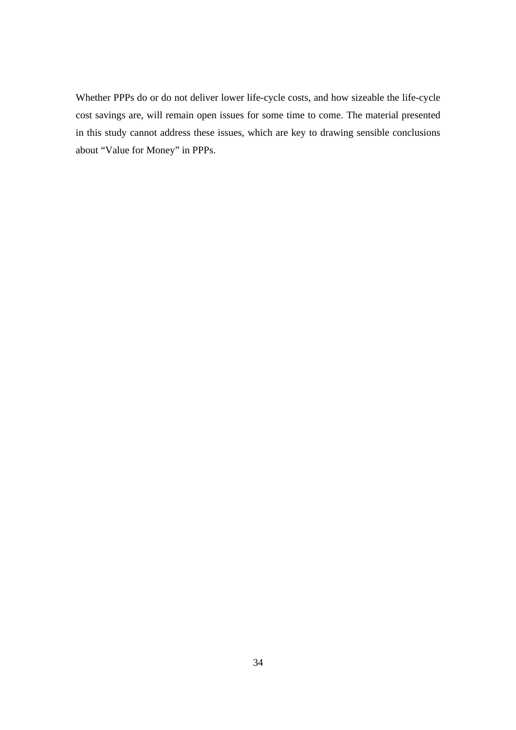Whether PPPs do or do not deliver lower life-cycle costs, and how sizeable the life-cycle cost savings are, will remain open issues for some time to come. The material presented in this study cannot address these issues, which are key to drawing sensible conclusions about “Value for Money” in PPPs.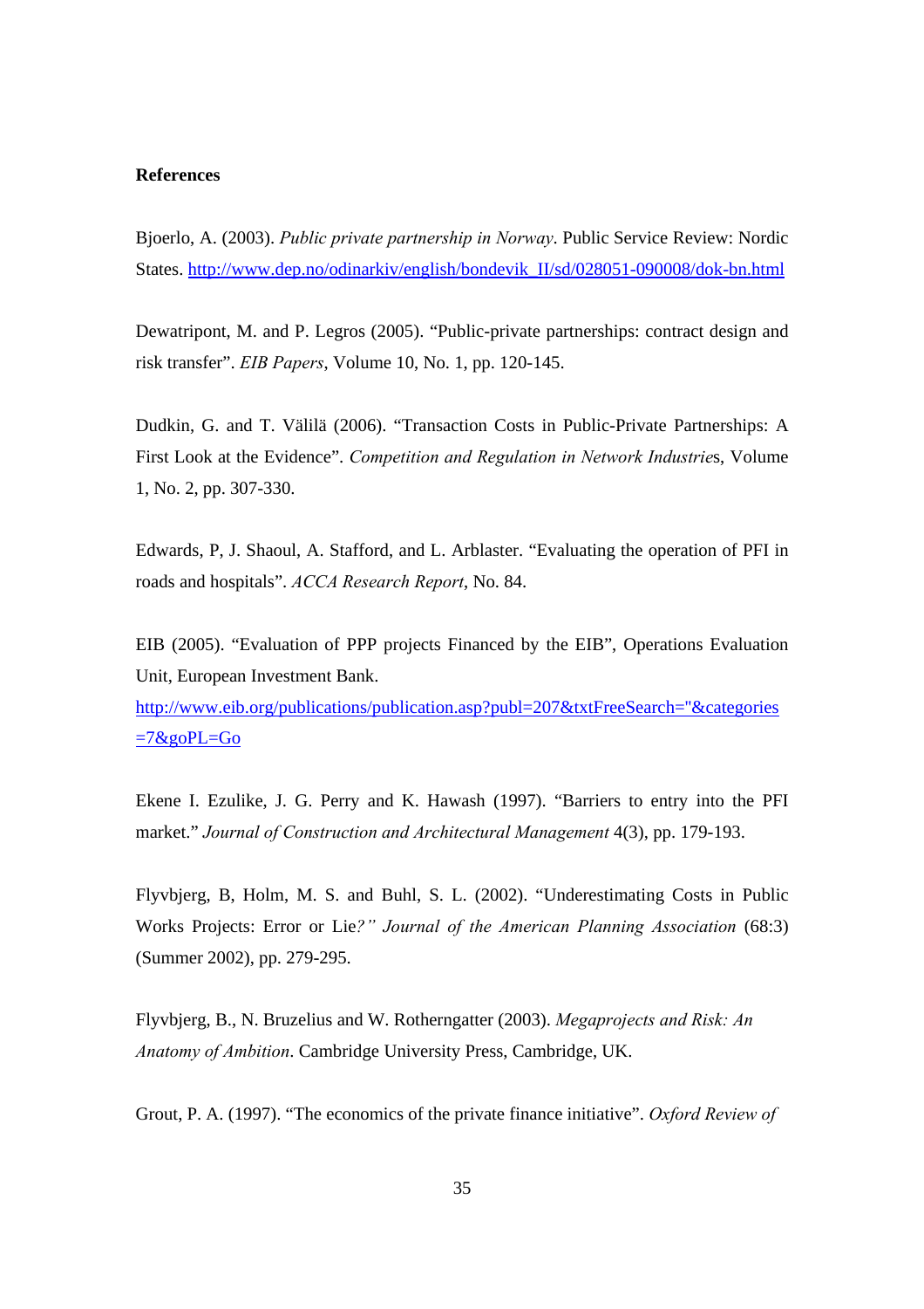**References**

Bjoerlo, A. (2003). *Public private partnership in Norway*. Public Service Review: Nordic States. http://www.dep.no/odinarkiv/english/bondevik_II/sd/028051-090008/dok-bn.html

Dewatripont, M. and P. Legros (2005). "Public-private partnerships: contract design and risk transfer". *EIB Papers*, Volume 10, No. 1, pp. 120-145.

Dudkin, G. and T. Välilä (2006). "Transaction Costs in Public-Private Partnerships: A First Look at the Evidence". *Competition and Regulation in Network Industrie*s, Volume 1, No. 2, pp. 307-330.

Edwards, P, J. Shaoul, A. Stafford, and L. Arblaster. "Evaluating the operation of PFI in roads and hospitals". *ACCA Research Report*, No. 84.

EIB (2005). "Evaluation of PPP projects Financed by the EIB", Operations Evaluation Unit, European Investment Bank. http://www.eib.org/publications/publication.asp?publ=207&txtFreeSearch="&categories=7&goPL=Go

Ekene I. Ezulike, J. G. Perry and K. Hawash (1997). "Barriers to entry into the PFI market." *Journal of Construction and Architectural Management* 4(3), pp. 179-193.

Flyvbjerg, B, Holm, M. S. and Buhl, S. L. (2002). "Underestimating Costs in Public Works Projects: Error or Lie*?" Journal of the American Planning Association* (68:3) (Summer 2002), pp. 279-295.

Flyvbjerg, B., N. Bruzelius and W. Rotherngatter (2003). *Megaprojects and Risk: An Anatomy of Ambition*. Cambridge University Press, Cambridge, UK.

Grout, P. A. (1997). "The economics of the private finance initiative". *Oxford Review of*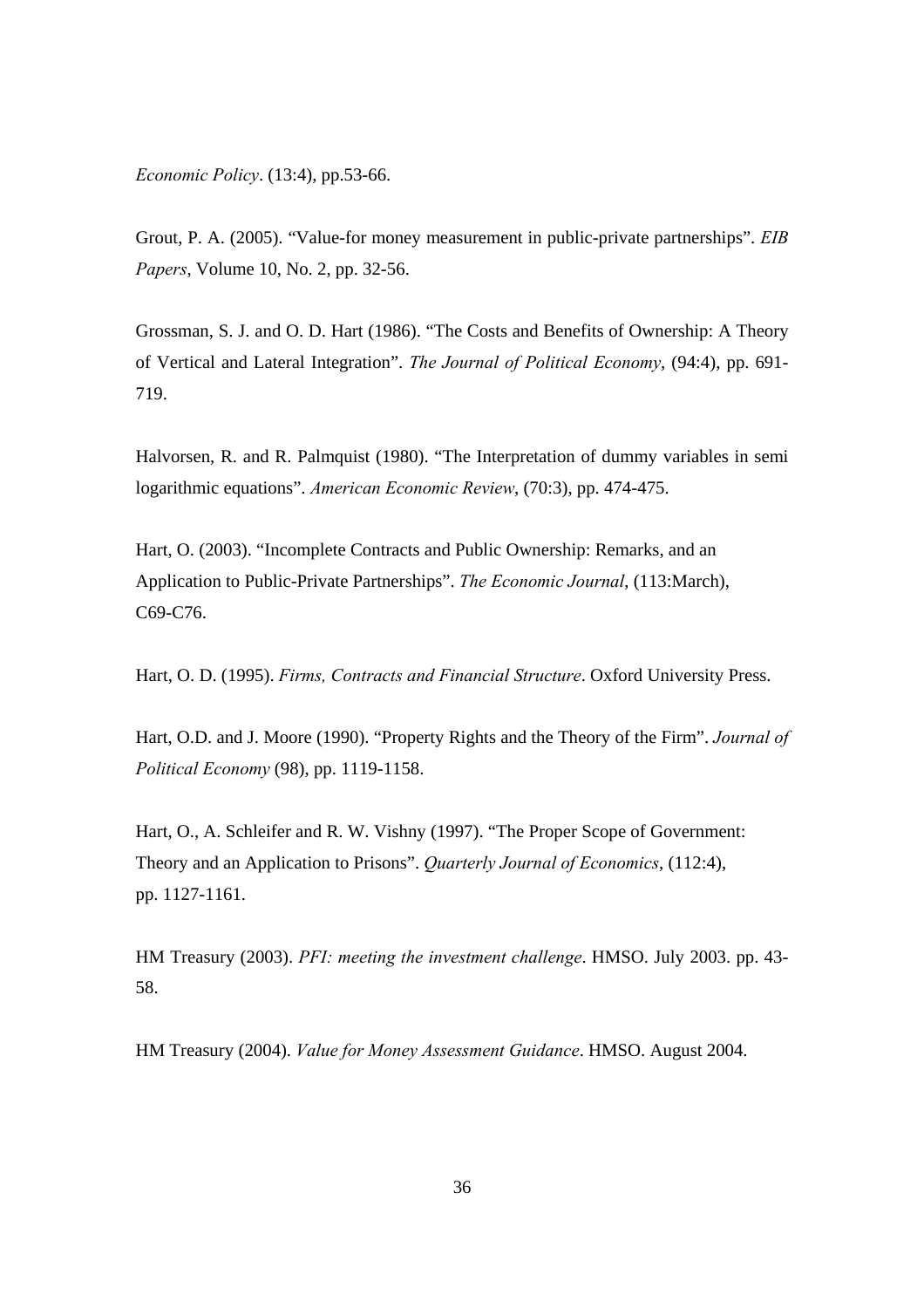*Economic Policy*. (13:4), pp.53-66.

Grout, P. A. (2005). "Value-for money measurement in public-private partnerships". *EIB Papers*, Volume 10, No. 2, pp. 32-56.

Grossman, S. J. and O. D. Hart (1986). "The Costs and Benefits of Ownership: A Theory of Vertical and Lateral Integration". *The Journal of Political Economy*, (94:4), pp. 691-719.

Halvorsen, R. and R. Palmquist (1980). "The Interpretation of dummy variables in semi logarithmic equations". *American Economic Review*, (70:3), pp. 474-475.

Hart, O. (2003). "Incomplete Contracts and Public Ownership: Remarks, and an Application to Public-Private Partnerships". *The Economic Journal*, (113:March), C69-C76.

Hart, O. D. (1995). *Firms, Contracts and Financial Structure*. Oxford University Press.

Hart, O.D. and J. Moore (1990). "Property Rights and the Theory of the Firm". *Journal of Political Economy* (98), pp. 1119-1158.

Hart, O., A. Schleifer and R. W. Vishny (1997). "The Proper Scope of Government: Theory and an Application to Prisons". *Quarterly Journal of Economics*, (112:4), pp. 1127-1161.

HM Treasury (2003). *PFI: meeting the investment challenge*. HMSO. July 2003. pp. 43-58.

HM Treasury (2004). *Value for Money Assessment Guidance*. HMSO. August 2004.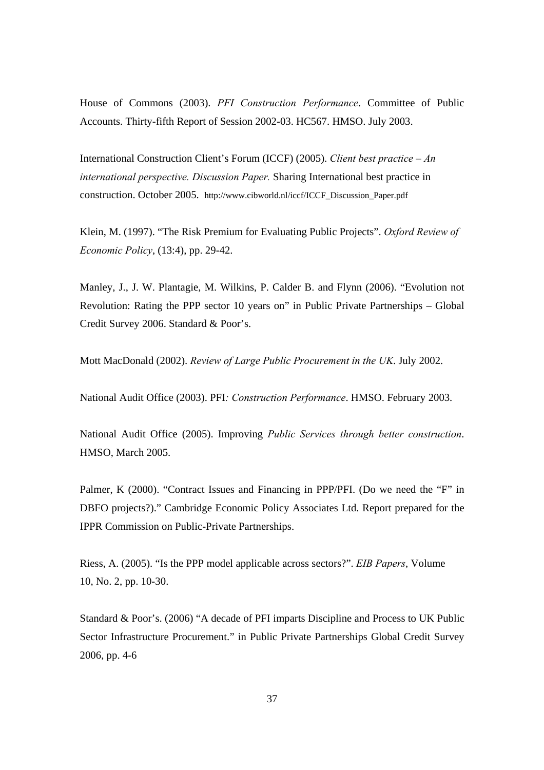House of Commons (2003). *PFI Construction Performance*. Committee of Public Accounts. Thirty-fifth Report of Session 2002-03. HC567. HMSO. July 2003.

International Construction Client's Forum (ICCF) (2005). *Client best practice – An international perspective. Discussion Paper.* Sharing International best practice in construction. October 2005. http://www.cibworld.nl/iccf/ICCF_Discussion_Paper.pdf

Klein, M. (1997). "The Risk Premium for Evaluating Public Projects". *Oxford Review of Economic Policy*, (13:4), pp. 29-42.

Manley, J., J. W. Plantagie, M. Wilkins, P. Calder B. and Flynn (2006). "Evolution not Revolution: Rating the PPP sector 10 years on" in Public Private Partnerships – Global Credit Survey 2006. Standard & Poor's.

Mott MacDonald (2002). *Review of Large Public Procurement in the UK*. July 2002.

National Audit Office (2003). PFI*: Construction Performance*. HMSO. February 2003.

National Audit Office (2005). Improving *Public Services through better construction*. HMSO, March 2005.

Palmer, K (2000). "Contract Issues and Financing in PPP/PFI. (Do we need the "F" in DBFO projects?)." Cambridge Economic Policy Associates Ltd. Report prepared for the IPPR Commission on Public-Private Partnerships.

Riess, A. (2005). "Is the PPP model applicable across sectors?". *EIB Papers*, Volume 10, No. 2, pp. 10-30.

Standard & Poor's. (2006) "A decade of PFI imparts Discipline and Process to UK Public Sector Infrastructure Procurement." in Public Private Partnerships Global Credit Survey 2006, pp. 4-6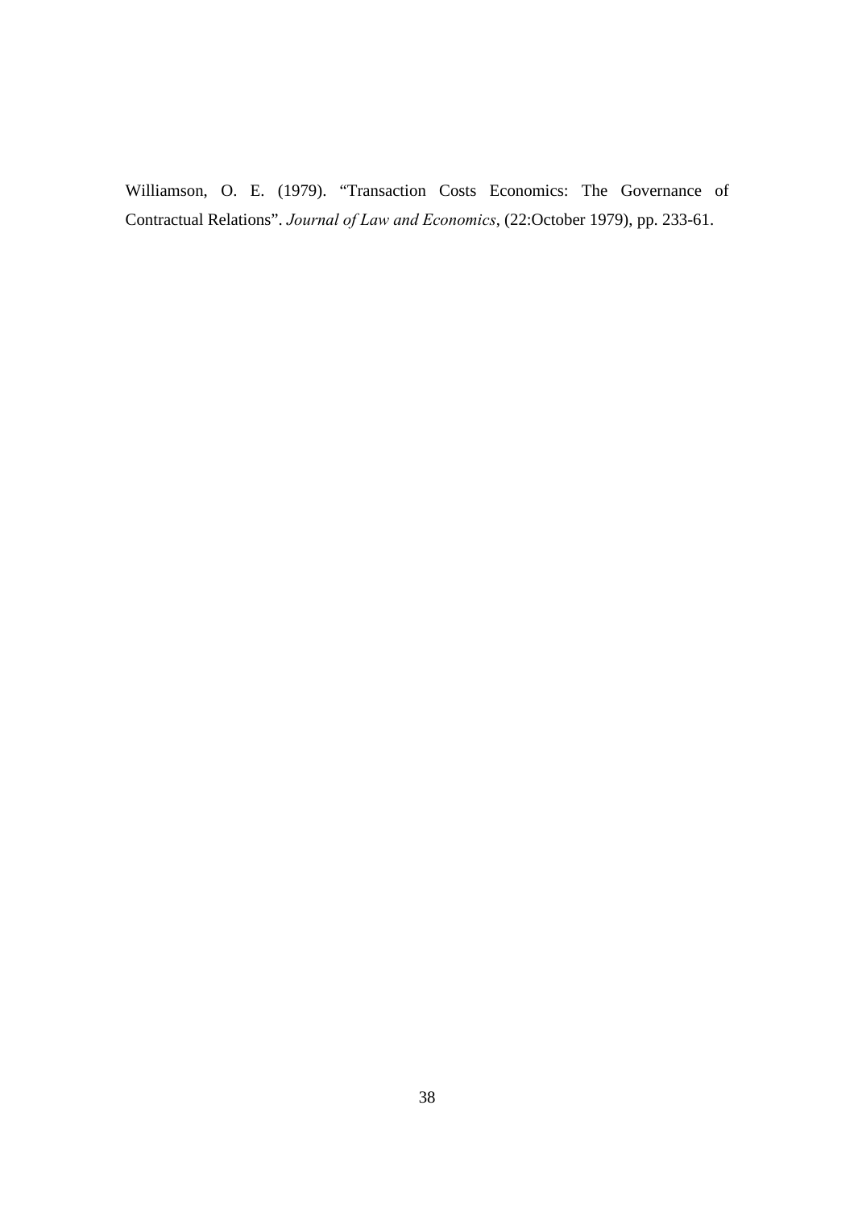Williamson, O. E. (1979). “Transaction Costs Economics: The Governance of Contractual Relations”. *Journal of Law and Economics*, (22:October 1979), pp. 233-61.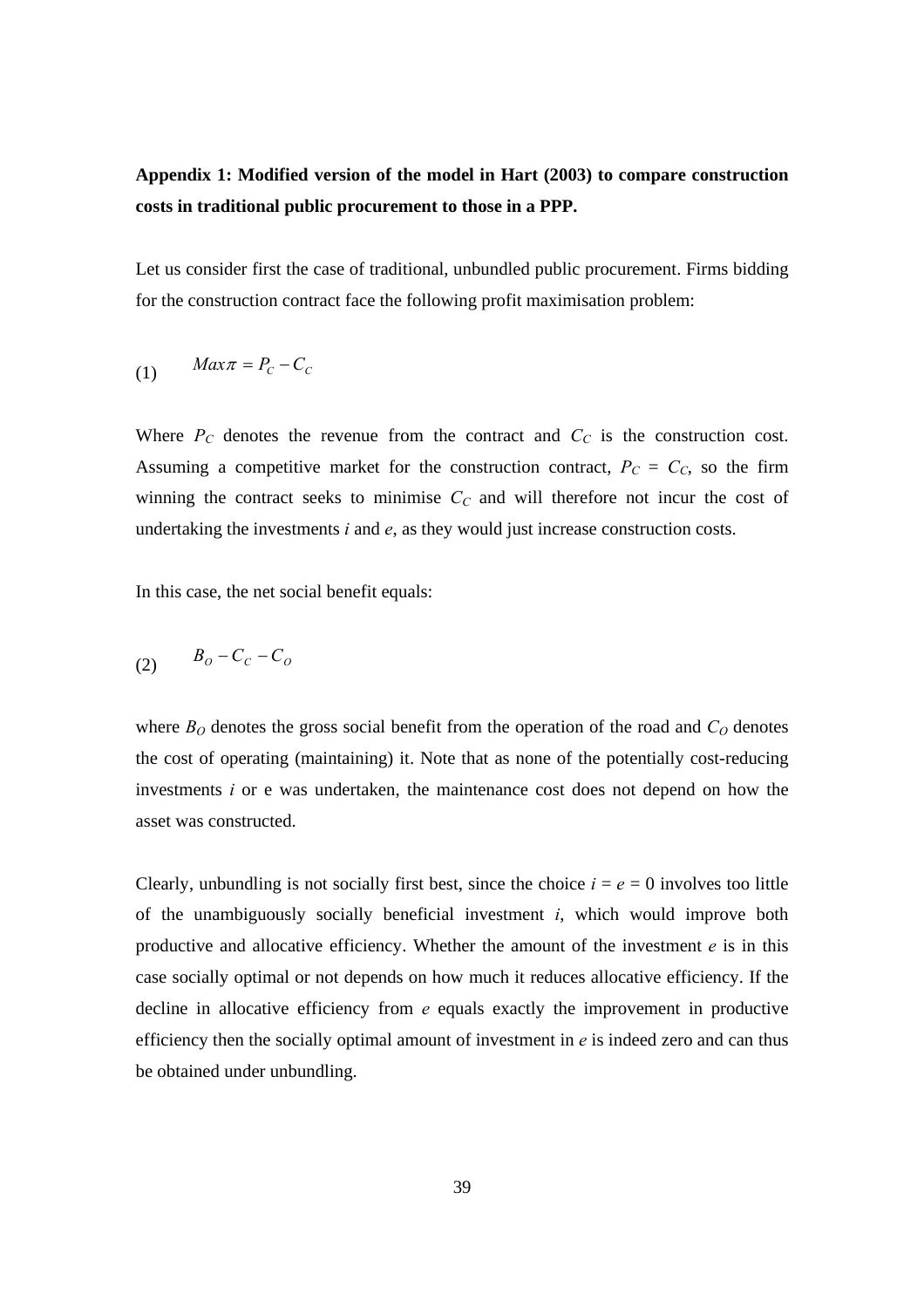**Appendix 1: Modified version of the model in Hart (2003) to compare construction costs in traditional public procurement to those in a PPP.**

Let us consider first the case of traditional, unbundled public procurement. Firms bidding for the construction contract face the following profit maximisation problem:

$$(1) \qquad Max\pi = P_C - C_C$$

Where $P_C$ denotes the revenue from the contract and $C_C$ is the construction cost. Assuming a competitive market for the construction contract, $P_C = C_C$, so the firm winning the contract seeks to minimise $C_C$ and will therefore not incur the cost of undertaking the investments *i* and *e*, as they would just increase construction costs.

In this case, the net social benefit equals:

$$(2) \qquad B_O - C_C - C_O$$

where $B_O$ denotes the gross social benefit from the operation of the road and $C_O$ denotes the cost of operating (maintaining) it. Note that as none of the potentially cost-reducing investments *i* or e was undertaken, the maintenance cost does not depend on how the asset was constructed.

Clearly, unbundling is not socially first best, since the choice $i = e = 0$ involves too little of the unambiguously socially beneficial investment *i*, which would improve both productive and allocative efficiency. Whether the amount of the investment *e* is in this case socially optimal or not depends on how much it reduces allocative efficiency. If the decline in allocative efficiency from *e* equals exactly the improvement in productive efficiency then the socially optimal amount of investment in *e* is indeed zero and can thus be obtained under unbundling.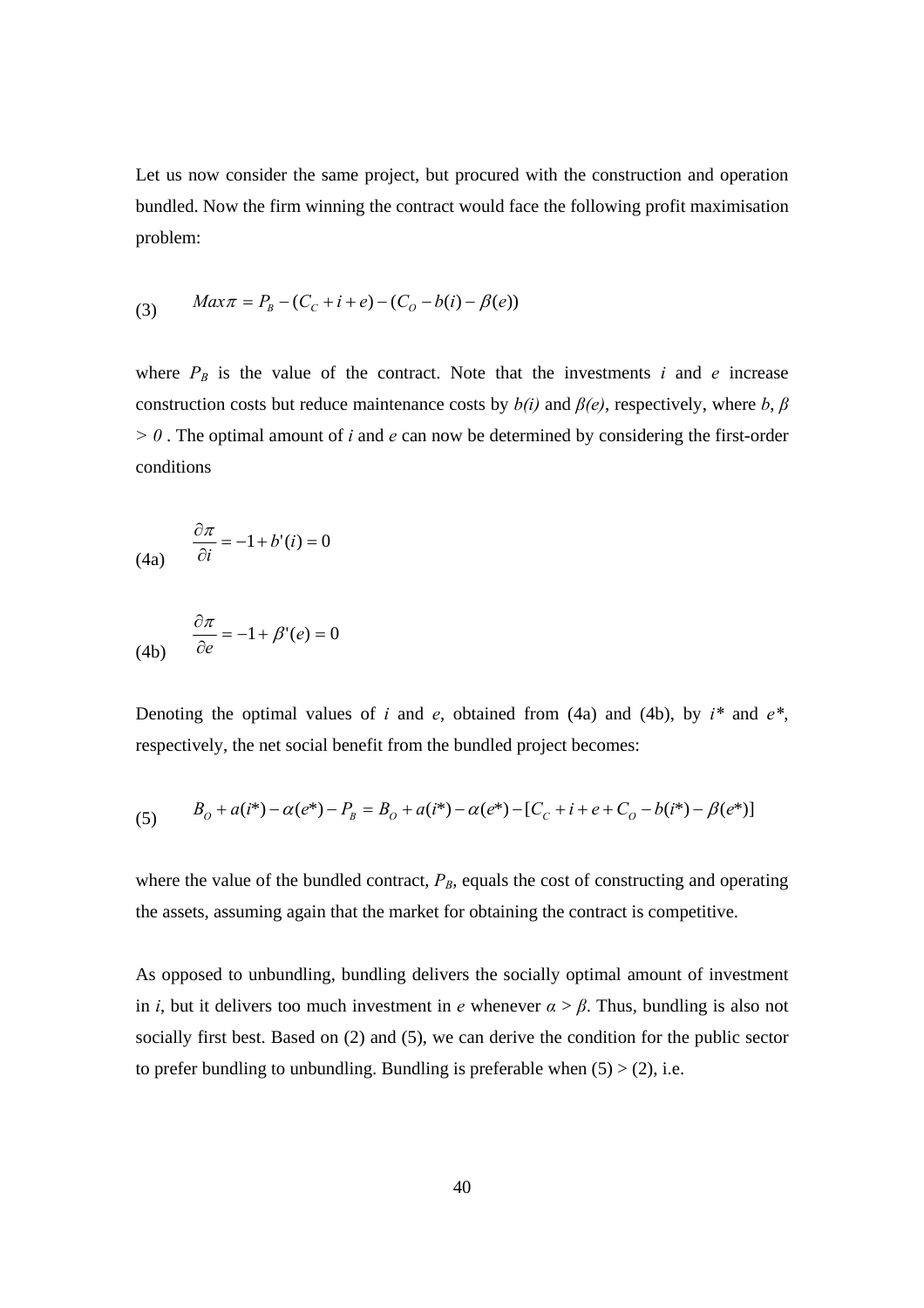Let us now consider the same project, but procured with the construction and operation bundled. Now the firm winning the contract would face the following profit maximisation problem:

$$\text{(3)} \qquad Max\pi = P_B - (C_C + i + e) - (C_O - b(i) - \beta(e))$$

where $P_B$ is the value of the contract. Note that the investments $i$ and $e$ increase construction costs but reduce maintenance costs by $b(i)$ and $\beta(e)$, respectively, where $b, \beta > 0$. The optimal amount of $i$ and $e$ can now be determined by considering the first-order conditions

$$\text{(4a)} \qquad \frac{\partial \pi}{\partial i} = -1 + b'(i) = 0$$

$$\text{(4b)} \qquad \frac{\partial \pi}{\partial e} = -1 + \beta'(e) = 0$$

Denoting the optimal values of $i$ and $e$, obtained from (4a) and (4b), by $i^*$ and $e^*$, respectively, the net social benefit from the bundled project becomes:

$$\text{(5)} \qquad B_O + a(i^*) - \alpha(e^*) - P_B = B_O + a(i^*) - \alpha(e^*) - [C_C + i + e + C_O - b(i^*) - \beta(e^*)]$$

where the value of the bundled contract, $P_B$, equals the cost of constructing and operating the assets, assuming again that the market for obtaining the contract is competitive.

As opposed to unbundling, bundling delivers the socially optimal amount of investment in $i$, but it delivers too much investment in $e$ whenever $\alpha > \beta$. Thus, bundling is also not socially first best. Based on (2) and (5), we can derive the condition for the public sector to prefer bundling to unbundling. Bundling is preferable when (5) > (2), i.e.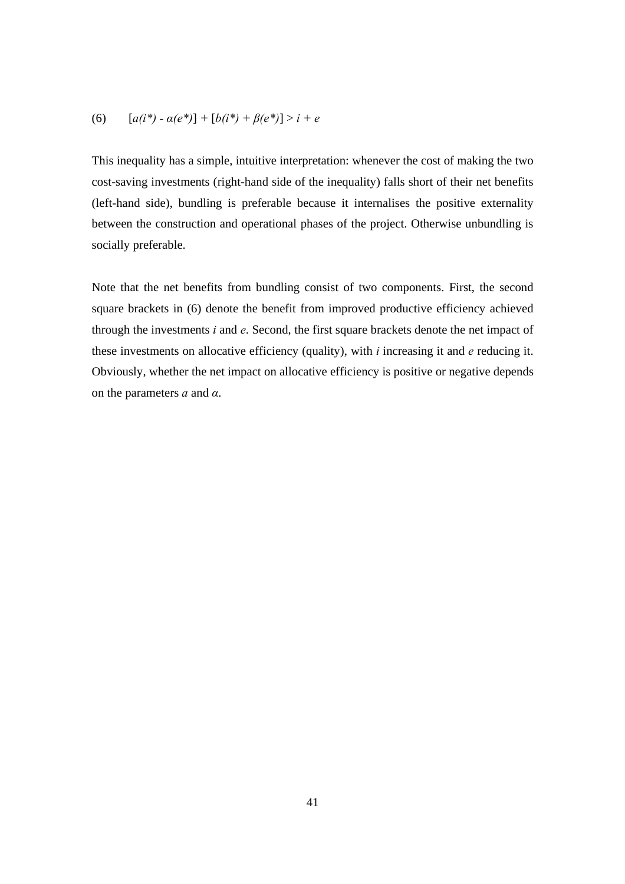$$(6) \qquad [a(i^*) - \alpha(e^*)] + [b(i^*) + \beta(e^*)] > i + e$$

This inequality has a simple, intuitive interpretation: whenever the cost of making the two cost-saving investments (right-hand side of the inequality) falls short of their net benefits (left-hand side), bundling is preferable because it internalises the positive externality between the construction and operational phases of the project. Otherwise unbundling is socially preferable.

Note that the net benefits from bundling consist of two components. First, the second square brackets in (6) denote the benefit from improved productive efficiency achieved through the investments $i$ and $e$. Second, the first square brackets denote the net impact of these investments on allocative efficiency (quality), with $i$ increasing it and $e$ reducing it. Obviously, whether the net impact on allocative efficiency is positive or negative depends on the parameters $a$ and $\alpha$.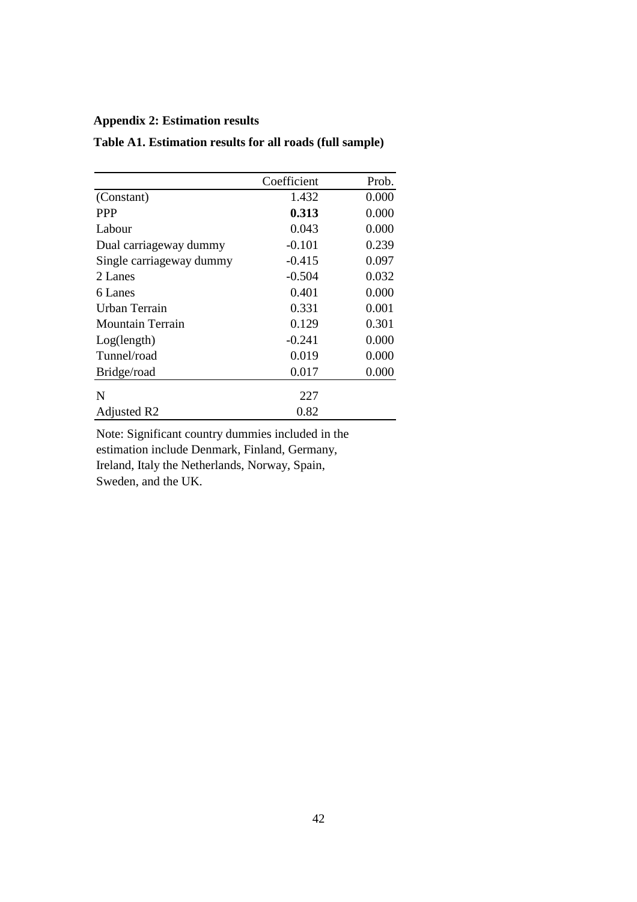**Appendix 2: Estimation results**

**Table A1. Estimation results for all roads (full sample)**

| | Coefficient | Prob. |
|---|---|---|
| (Constant) | 1.432 | 0.000 |
| PPP | **0.313** | 0.000 |
| Labour | 0.043 | 0.000 |
| Dual carriageway dummy | -0.101 | 0.239 |
| Single carriageway dummy | -0.415 | 0.097 |
| 2 Lanes | -0.504 | 0.032 |
| 6 Lanes | 0.401 | 0.000 |
| Urban Terrain | 0.331 | 0.001 |
| Mountain Terrain | 0.129 | 0.301 |
| Log(length) | -0.241 | 0.000 |
| Tunnel/road | 0.019 | 0.000 |
| Bridge/road | 0.017 | 0.000 |
| N | 227 | |
| Adjusted R2 | 0.82 | |

Note: Significant country dummies included in the estimation include Denmark, Finland, Germany, Ireland, Italy the Netherlands, Norway, Spain, Sweden, and the UK.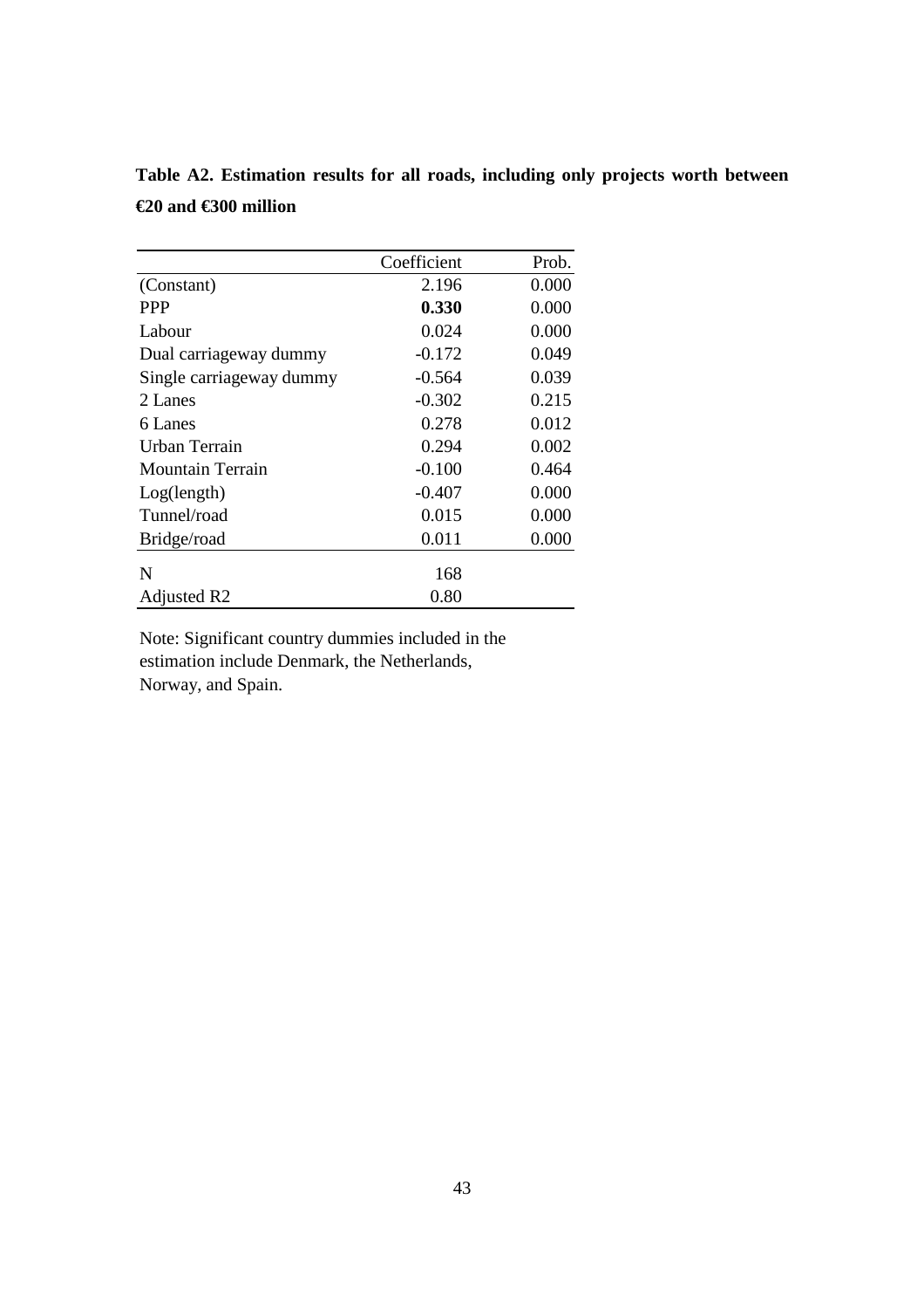**Table A2. Estimation results for all roads, including only projects worth between €20 and €300 million**

| | Coefficient | Prob. |
|---|---|---|
| (Constant) | 2.196 | 0.000 |
| PPP | **0.330** | 0.000 |
| Labour | 0.024 | 0.000 |
| Dual carriageway dummy | -0.172 | 0.049 |
| Single carriageway dummy | -0.564 | 0.039 |
| 2 Lanes | -0.302 | 0.215 |
| 6 Lanes | 0.278 | 0.012 |
| Urban Terrain | 0.294 | 0.002 |
| Mountain Terrain | -0.100 | 0.464 |
| Log(length) | -0.407 | 0.000 |
| Tunnel/road | 0.015 | 0.000 |
| Bridge/road | 0.011 | 0.000 |
| N | 168 | |
| Adjusted R2 | 0.80 | |

Note: Significant country dummies included in the estimation include Denmark, the Netherlands, Norway, and Spain.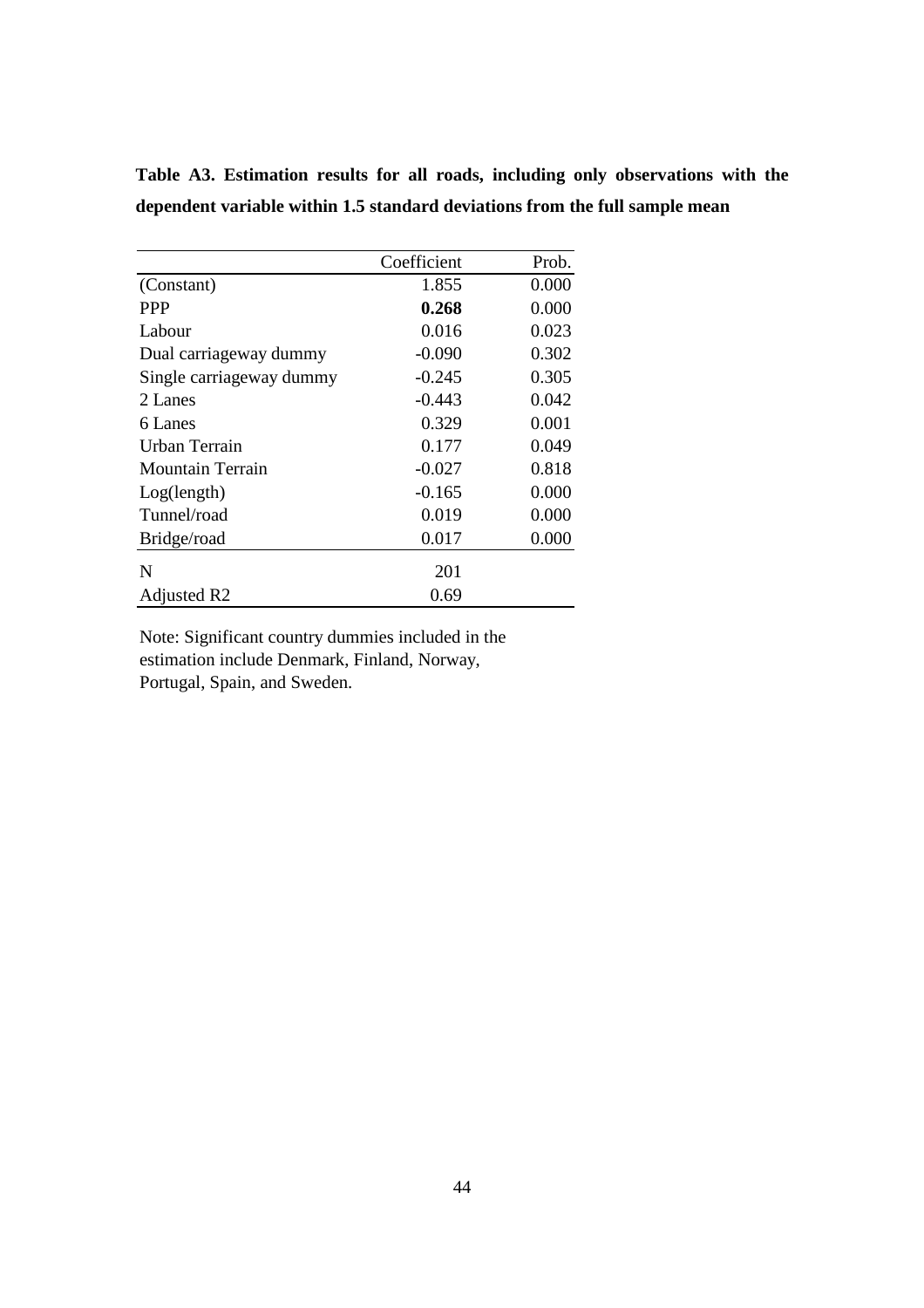**Table A3. Estimation results for all roads, including only observations with the dependent variable within 1.5 standard deviations from the full sample mean**

| | Coefficient | Prob. |
|---|---|---|
| (Constant) | 1.855 | 0.000 |
| PPP | **0.268** | 0.000 |
| Labour | 0.016 | 0.023 |
| Dual carriageway dummy | -0.090 | 0.302 |
| Single carriageway dummy | -0.245 | 0.305 |
| 2 Lanes | -0.443 | 0.042 |
| 6 Lanes | 0.329 | 0.001 |
| Urban Terrain | 0.177 | 0.049 |
| Mountain Terrain | -0.027 | 0.818 |
| Log(length) | -0.165 | 0.000 |
| Tunnel/road | 0.019 | 0.000 |
| Bridge/road | 0.017 | 0.000 |
| N | 201 | |
| Adjusted R2 | 0.69 | |

Note: Significant country dummies included in the estimation include Denmark, Finland, Norway, Portugal, Spain, and Sweden.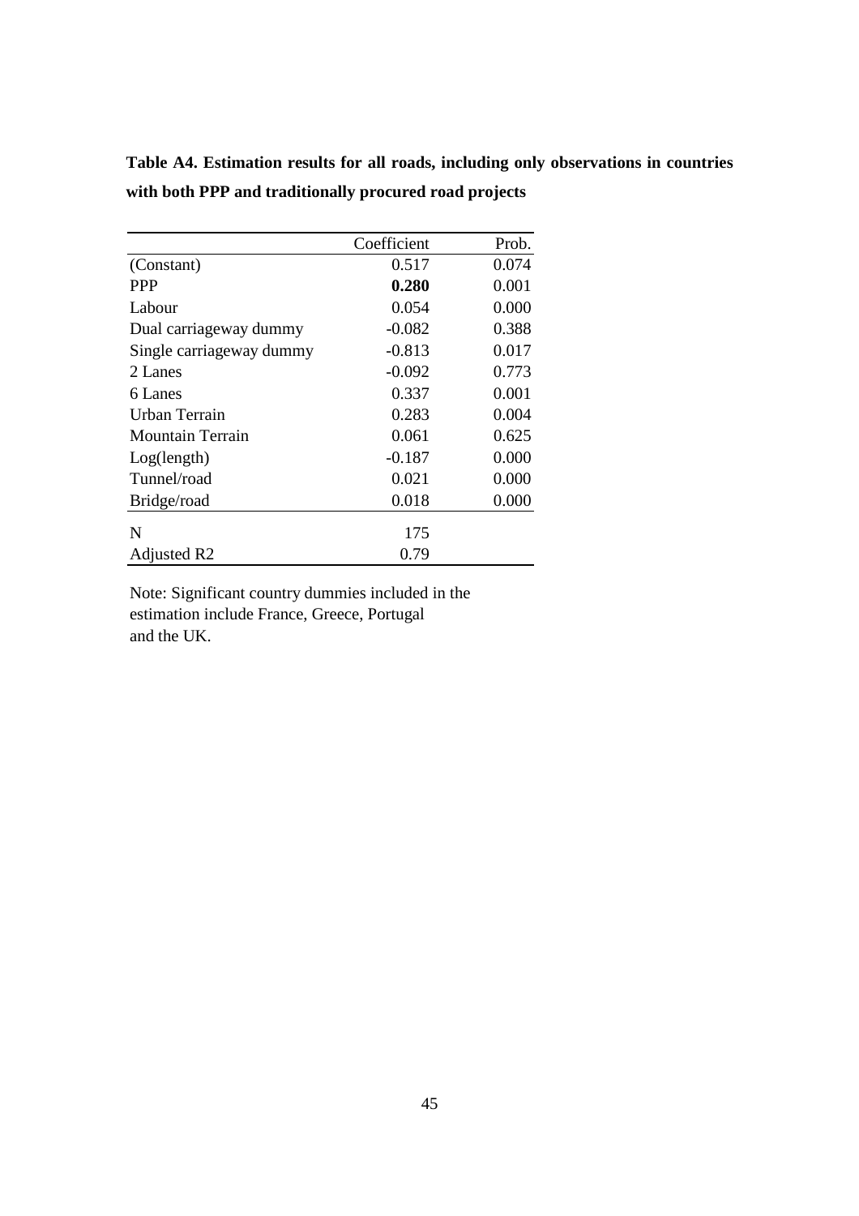**Table A4. Estimation results for all roads, including only observations in countries with both PPP and traditionally procured road projects**

| | Coefficient | Prob. |
|---|---|---|
| (Constant) | 0.517 | 0.074 |
| PPP | **0.280** | 0.001 |
| Labour | 0.054 | 0.000 |
| Dual carriageway dummy | -0.082 | 0.388 |
| Single carriageway dummy | -0.813 | 0.017 |
| 2 Lanes | -0.092 | 0.773 |
| 6 Lanes | 0.337 | 0.001 |
| Urban Terrain | 0.283 | 0.004 |
| Mountain Terrain | 0.061 | 0.625 |
| Log(length) | -0.187 | 0.000 |
| Tunnel/road | 0.021 | 0.000 |
| Bridge/road | 0.018 | 0.000 |
| N | 175 | |
| Adjusted R2 | 0.79 | |

Note: Significant country dummies included in the estimation include France, Greece, Portugal and the UK.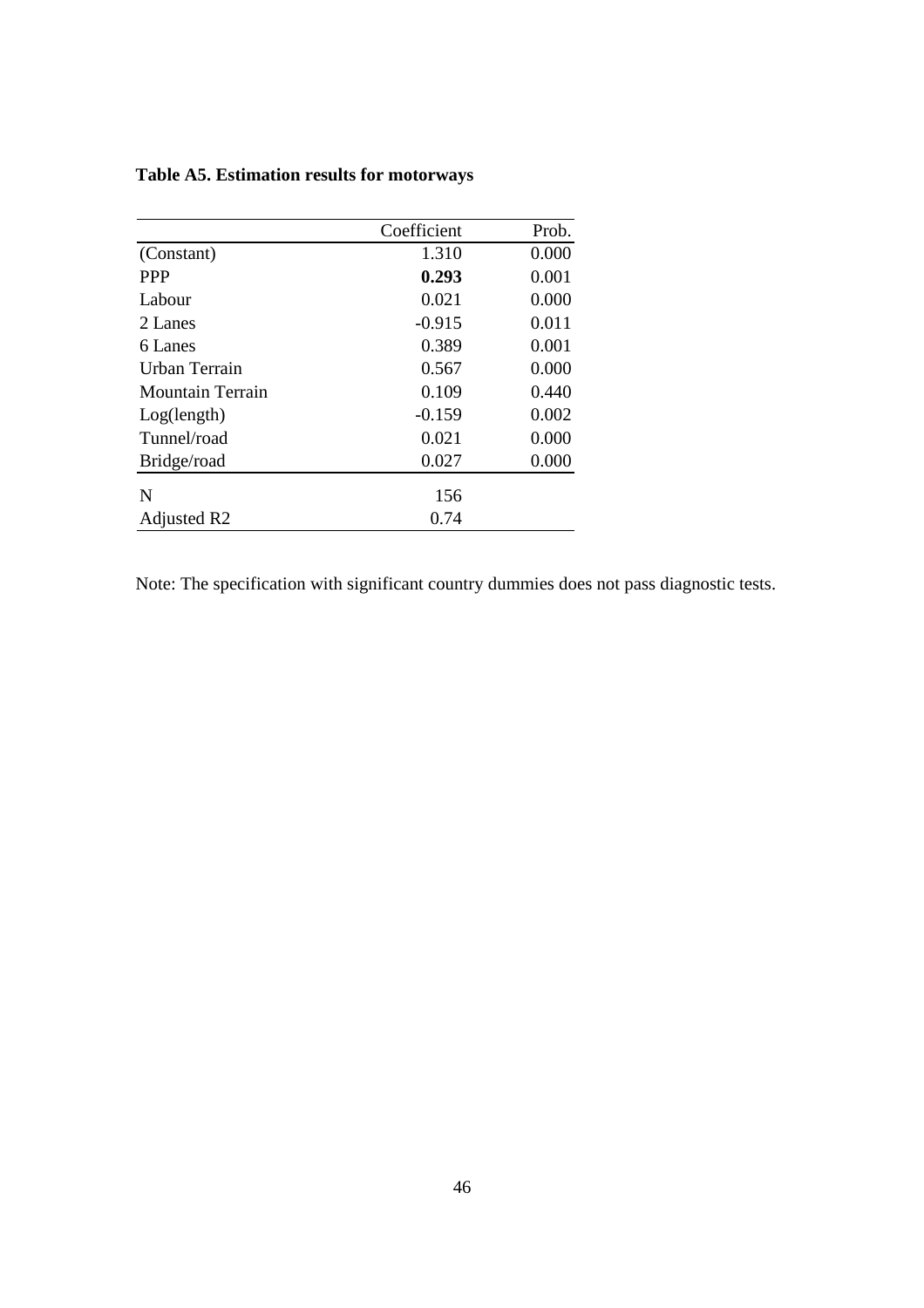**Table A5. Estimation results for motorways**

| | Coefficient | Prob. |
|---|---|---|
| (Constant) | 1.310 | 0.000 |
| PPP | **0.293** | 0.001 |
| Labour | 0.021 | 0.000 |
| 2 Lanes | -0.915 | 0.011 |
| 6 Lanes | 0.389 | 0.001 |
| Urban Terrain | 0.567 | 0.000 |
| Mountain Terrain | 0.109 | 0.440 |
| Log(length) | -0.159 | 0.002 |
| Tunnel/road | 0.021 | 0.000 |
| Bridge/road | 0.027 | 0.000 |
| N | 156 | |
| Adjusted R2 | 0.74 | |

Note: The specification with significant country dummies does not pass diagnostic tests.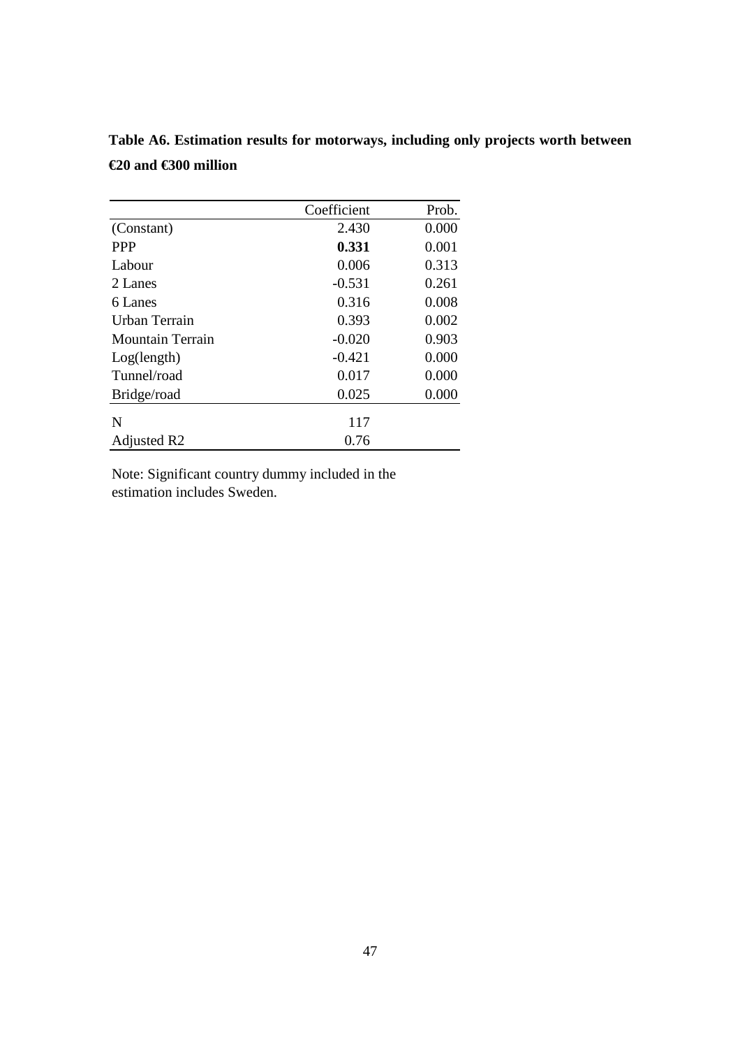**Table A6. Estimation results for motorways, including only projects worth between €20 and €300 million**

| | Coefficient | Prob. |
|---|---|---|
| (Constant) | 2.430 | 0.000 |
| PPP | **0.331** | 0.001 |
| Labour | 0.006 | 0.313 |
| 2 Lanes | -0.531 | 0.261 |
| 6 Lanes | 0.316 | 0.008 |
| Urban Terrain | 0.393 | 0.002 |
| Mountain Terrain | -0.020 | 0.903 |
| Log(length) | -0.421 | 0.000 |
| Tunnel/road | 0.017 | 0.000 |
| Bridge/road | 0.025 | 0.000 |
| N | 117 | |
| Adjusted R2 | 0.76 | |

Note: Significant country dummy included in the estimation includes Sweden.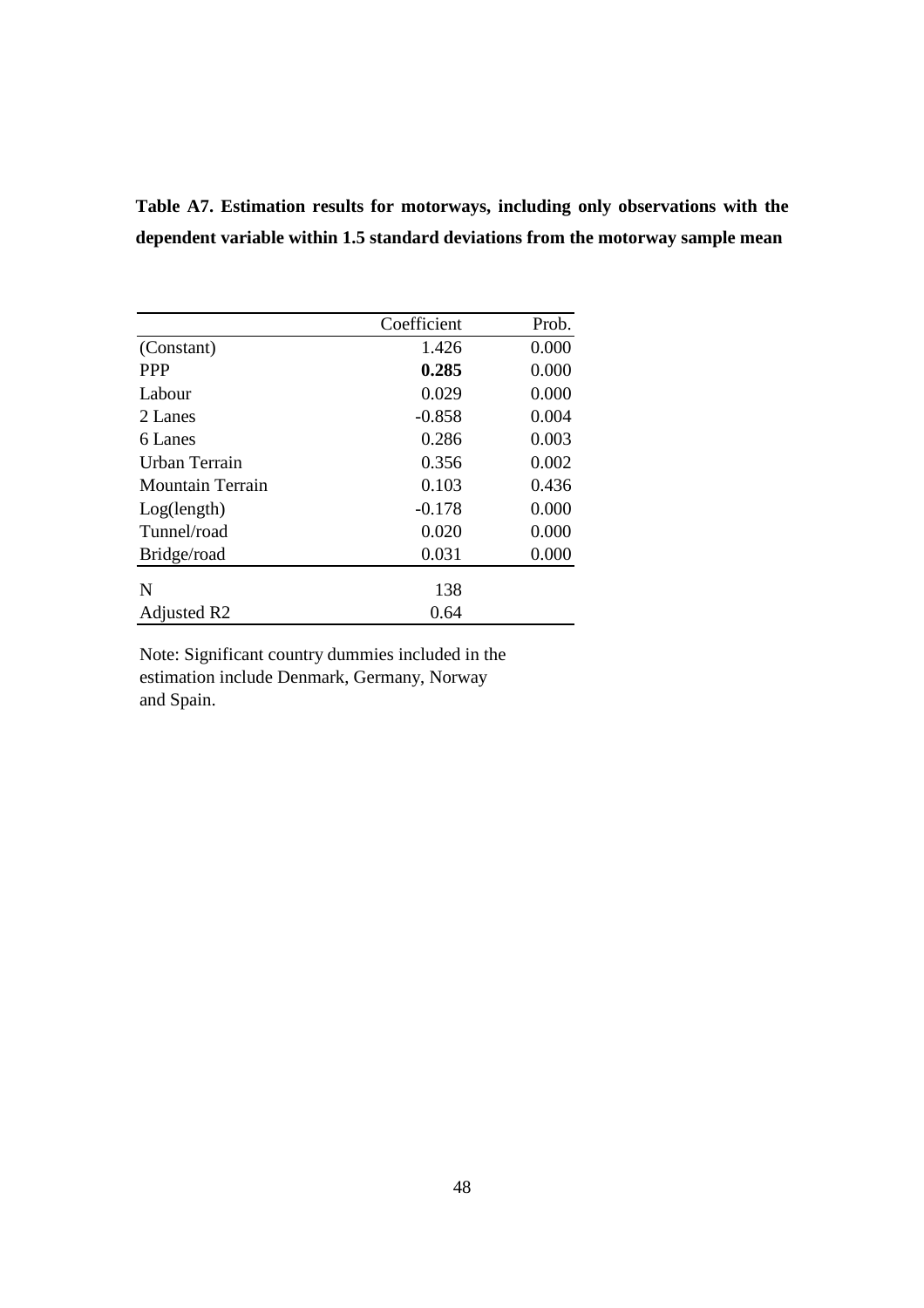**Table A7. Estimation results for motorways, including only observations with the dependent variable within 1.5 standard deviations from the motorway sample mean**

| | Coefficient | Prob. |
|---|---|---|
| (Constant) | 1.426 | 0.000 |
| PPP | **0.285** | 0.000 |
| Labour | 0.029 | 0.000 |
| 2 Lanes | -0.858 | 0.004 |
| 6 Lanes | 0.286 | 0.003 |
| Urban Terrain | 0.356 | 0.002 |
| Mountain Terrain | 0.103 | 0.436 |
| Log(length) | -0.178 | 0.000 |
| Tunnel/road | 0.020 | 0.000 |
| Bridge/road | 0.031 | 0.000 |
| N | 138 | |
| Adjusted R2 | 0.64 | |

Note: Significant country dummies included in the estimation include Denmark, Germany, Norway and Spain.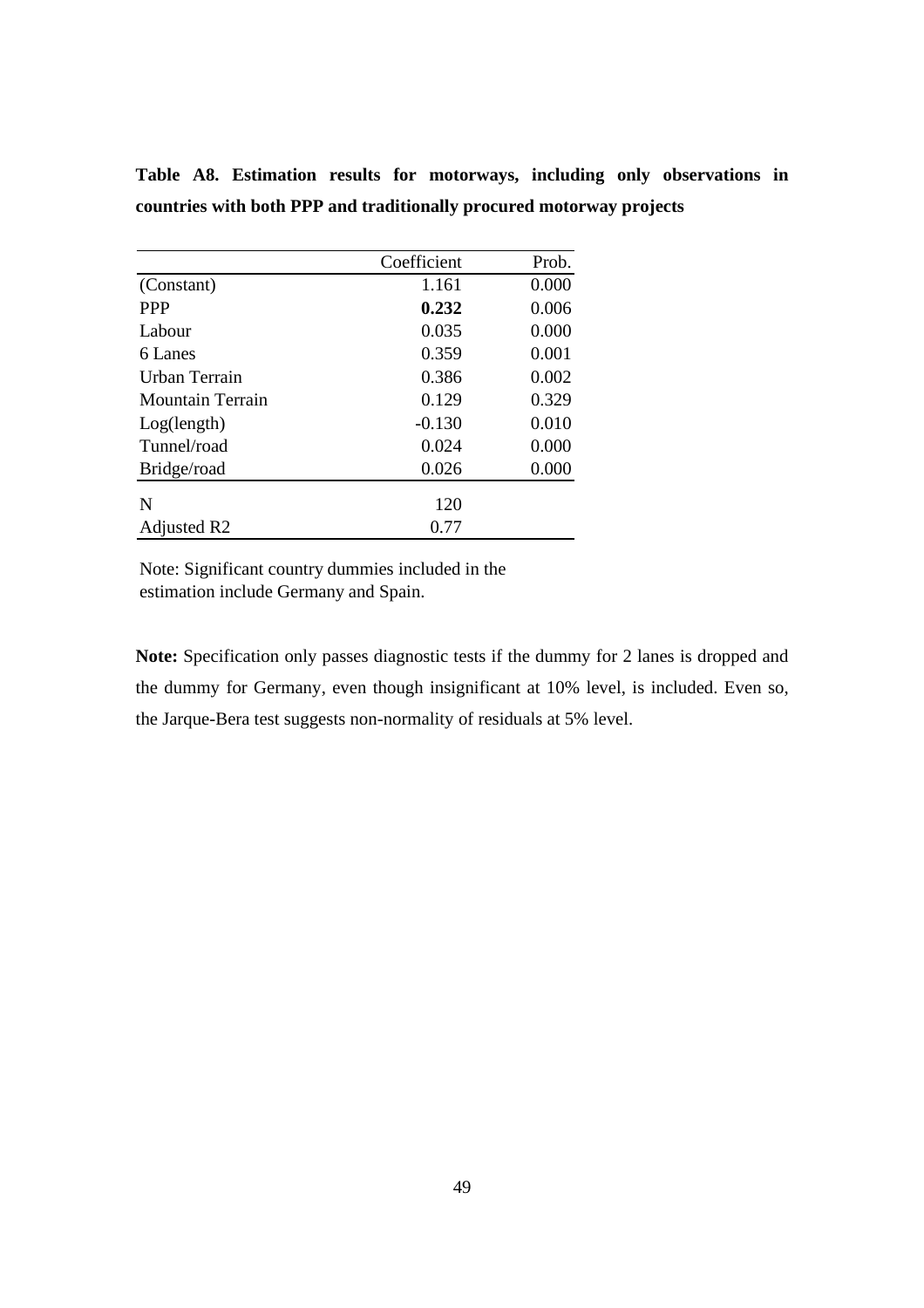**Table A8. Estimation results for motorways, including only observations in countries with both PPP and traditionally procured motorway projects**

| | Coefficient | Prob. |
|---|---|---|
| (Constant) | 1.161 | 0.000 |
| PPP | **0.232** | 0.006 |
| Labour | 0.035 | 0.000 |
| 6 Lanes | 0.359 | 0.001 |
| Urban Terrain | 0.386 | 0.002 |
| Mountain Terrain | 0.129 | 0.329 |
| Log(length) | -0.130 | 0.010 |
| Tunnel/road | 0.024 | 0.000 |
| Bridge/road | 0.026 | 0.000 |
| N | 120 | |
| Adjusted R2 | 0.77 | |

Note: Significant country dummies included in the estimation include Germany and Spain.

**Note:** Specification only passes diagnostic tests if the dummy for 2 lanes is dropped and the dummy for Germany, even though insignificant at 10% level, is included. Even so, the Jarque-Bera test suggests non-normality of residuals at 5% level.